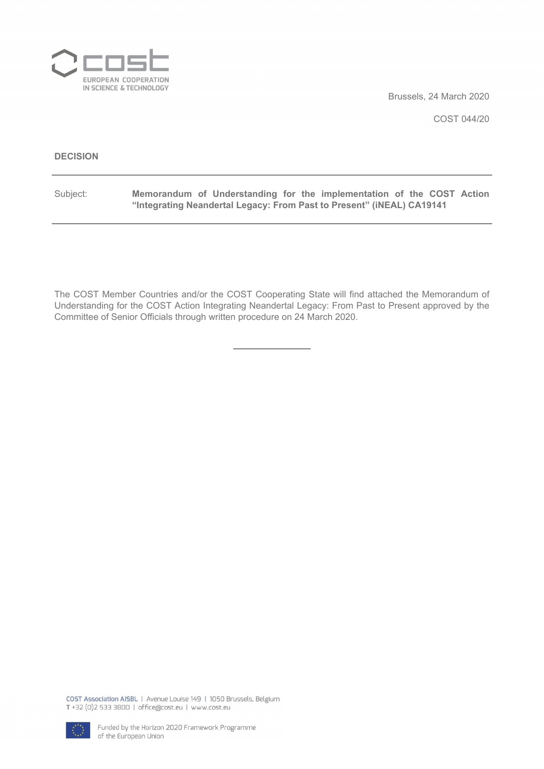Brussels, 24 March 2020

COST 044/20

**DECISION**

---

Subject: **Memorandum of Understanding for the implementation of the COST Action "Integrating Neandertal Legacy: From Past to Present" (iNEAL) CA19141**

---

The COST Member Countries and/or the COST Cooperating State will find attached the Memorandum of Understanding for the COST Action Integrating Neandertal Legacy: From Past to Present approved by the Committee of Senior Officials through written procedure on 24 March 2020.

---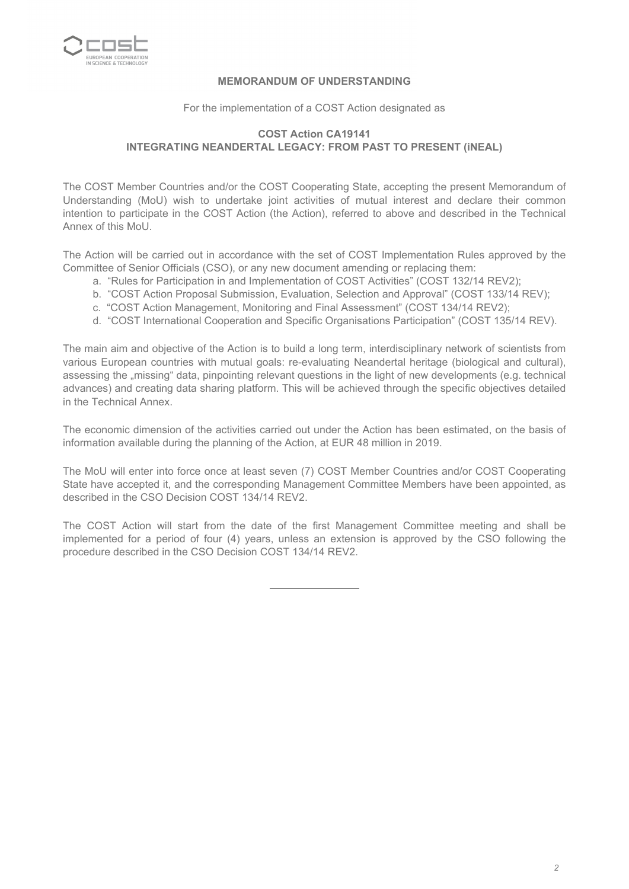**MEMORANDUM OF UNDERSTANDING**

For the implementation of a COST Action designated as

**COST Action CA19141**
**INTEGRATING NEANDERTAL LEGACY: FROM PAST TO PRESENT (iNEAL)**

The COST Member Countries and/or the COST Cooperating State, accepting the present Memorandum of Understanding (MoU) wish to undertake joint activities of mutual interest and declare their common intention to participate in the COST Action (the Action), referred to above and described in the Technical Annex of this MoU.

The Action will be carried out in accordance with the set of COST Implementation Rules approved by the Committee of Senior Officials (CSO), or any new document amending or replacing them:

a. "Rules for Participation in and Implementation of COST Activities" (COST 132/14 REV2);
b. "COST Action Proposal Submission, Evaluation, Selection and Approval" (COST 133/14 REV);
c. "COST Action Management, Monitoring and Final Assessment" (COST 134/14 REV2);
d. "COST International Cooperation and Specific Organisations Participation" (COST 135/14 REV).

The main aim and objective of the Action is to build a long term, interdisciplinary network of scientists from various European countries with mutual goals: re-evaluating Neandertal heritage (biological and cultural), assessing the „missing" data, pinpointing relevant questions in the light of new developments (e.g. technical advances) and creating data sharing platform. This will be achieved through the specific objectives detailed in the Technical Annex.

The economic dimension of the activities carried out under the Action has been estimated, on the basis of information available during the planning of the Action, at EUR 48 million in 2019.

The MoU will enter into force once at least seven (7) COST Member Countries and/or COST Cooperating State have accepted it, and the corresponding Management Committee Members have been appointed, as described in the CSO Decision COST 134/14 REV2.

The COST Action will start from the date of the first Management Committee meeting and shall be implemented for a period of four (4) years, unless an extension is approved by the CSO following the procedure described in the CSO Decision COST 134/14 REV2.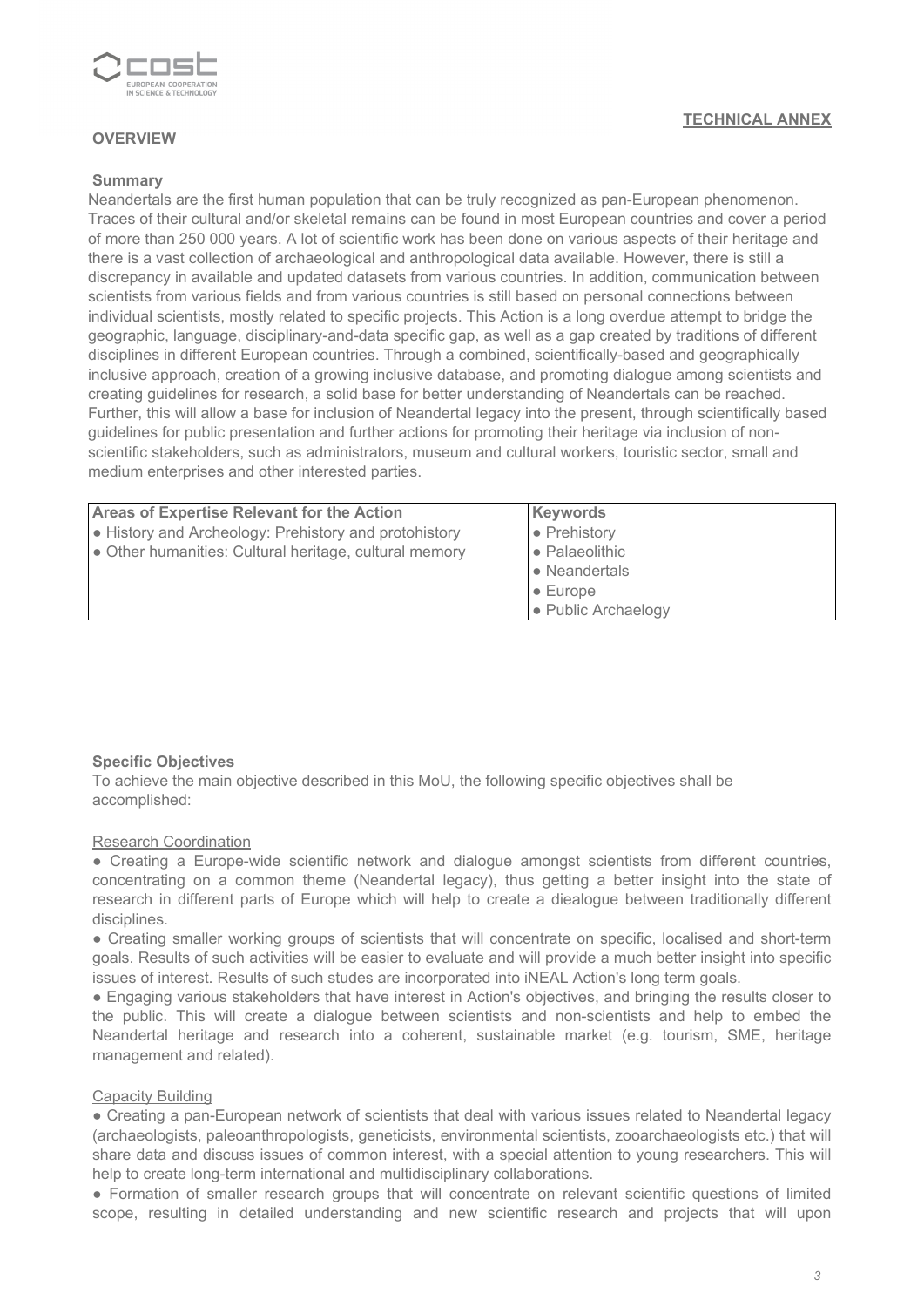**TECHNICAL ANNEX**

## OVERVIEW

### Summary

Neandertals are the first human population that can be truly recognized as pan-European phenomenon. Traces of their cultural and/or skeletal remains can be found in most European countries and cover a period of more than 250 000 years. A lot of scientific work has been done on various aspects of their heritage and there is a vast collection of archaeological and anthropological data available. However, there is still a discrepancy in available and updated datasets from various countries. In addition, communication between scientists from various fields and from various countries is still based on personal connections between individual scientists, mostly related to specific projects. This Action is a long overdue attempt to bridge the geographic, language, disciplinary-and-data specific gap, as well as a gap created by traditions of different disciplines in different European countries. Through a combined, scientifically-based and geographically inclusive approach, creation of a growing inclusive database, and promoting dialogue among scientists and creating guidelines for research, a solid base for better understanding of Neandertals can be reached. Further, this will allow a base for inclusion of Neandertal legacy into the present, through scientifically based guidelines for public presentation and further actions for promoting their heritage via inclusion of non-scientific stakeholders, such as administrators, museum and cultural workers, touristic sector, small and medium enterprises and other interested parties.

| Areas of Expertise Relevant for the Action | Keywords |
|---|---|
| • History and Archeology: Prehistory and protohistory<br>• Other humanities: Cultural heritage, cultural memory | • Prehistory<br>• Palaeolithic<br>• Neandertals<br>• Europe<br>• Public Archaelogy |

### Specific Objectives

To achieve the main objective described in this MoU, the following specific objectives shall be accomplished:

Research Coordination

- Creating a Europe-wide scientific network and dialogue amongst scientists from different countries, concentrating on a common theme (Neandertal legacy), thus getting a better insight into the state of research in different parts of Europe which will help to create a diealogue between traditionally different disciplines.
- Creating smaller working groups of scientists that will concentrate on specific, localised and short-term goals. Results of such activities will be easier to evaluate and will provide a much better insight into specific issues of interest. Results of such studes are incorporated into iNEAL Action's long term goals.
- Engaging various stakeholders that have interest in Action's objectives, and bringing the results closer to the public. This will create a dialogue between scientists and non-scientists and help to embed the Neandertal heritage and research into a coherent, sustainable market (e.g. tourism, SME, heritage management and related).

Capacity Building

- Creating a pan-European network of scientists that deal with various issues related to Neandertal legacy (archaeologists, paleoanthropologists, geneticists, environmental scientists, zooarchaeologists etc.) that will share data and discuss issues of common interest, with a special attention to young researchers. This will help to create long-term international and multidisciplinary collaborations.
- Formation of smaller research groups that will concentrate on relevant scientific questions of limited scope, resulting in detailed understanding and new scientific research and projects that will upon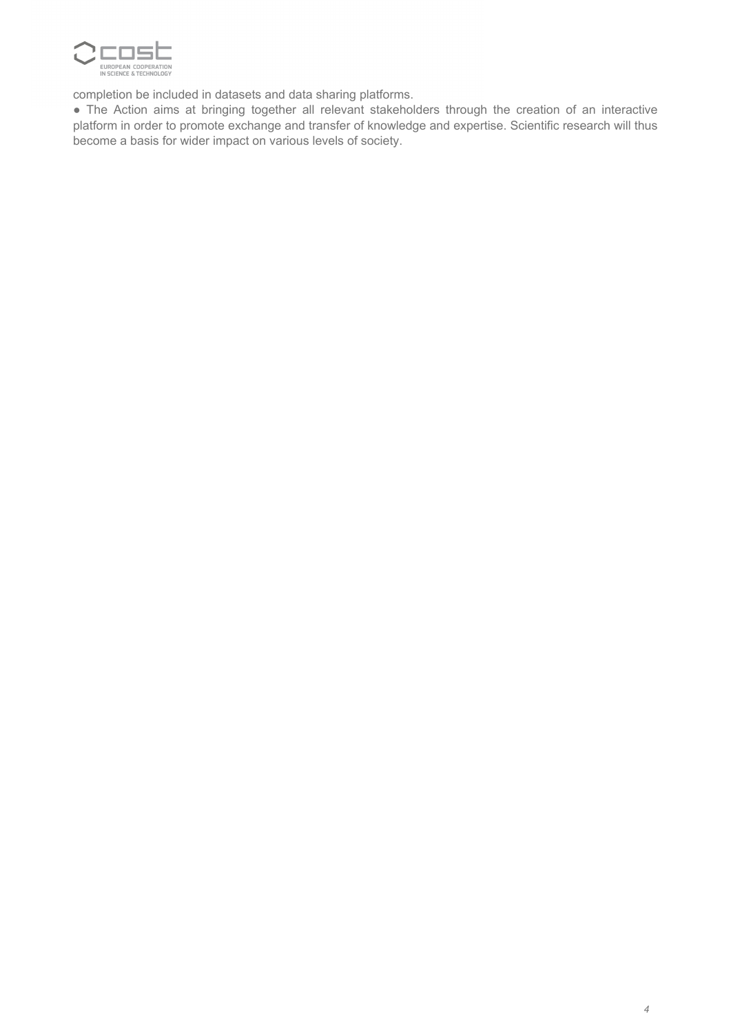completion be included in datasets and data sharing platforms.

- The Action aims at bringing together all relevant stakeholders through the creation of an interactive platform in order to promote exchange and transfer of knowledge and expertise. Scientific research will thus become a basis for wider impact on various levels of society.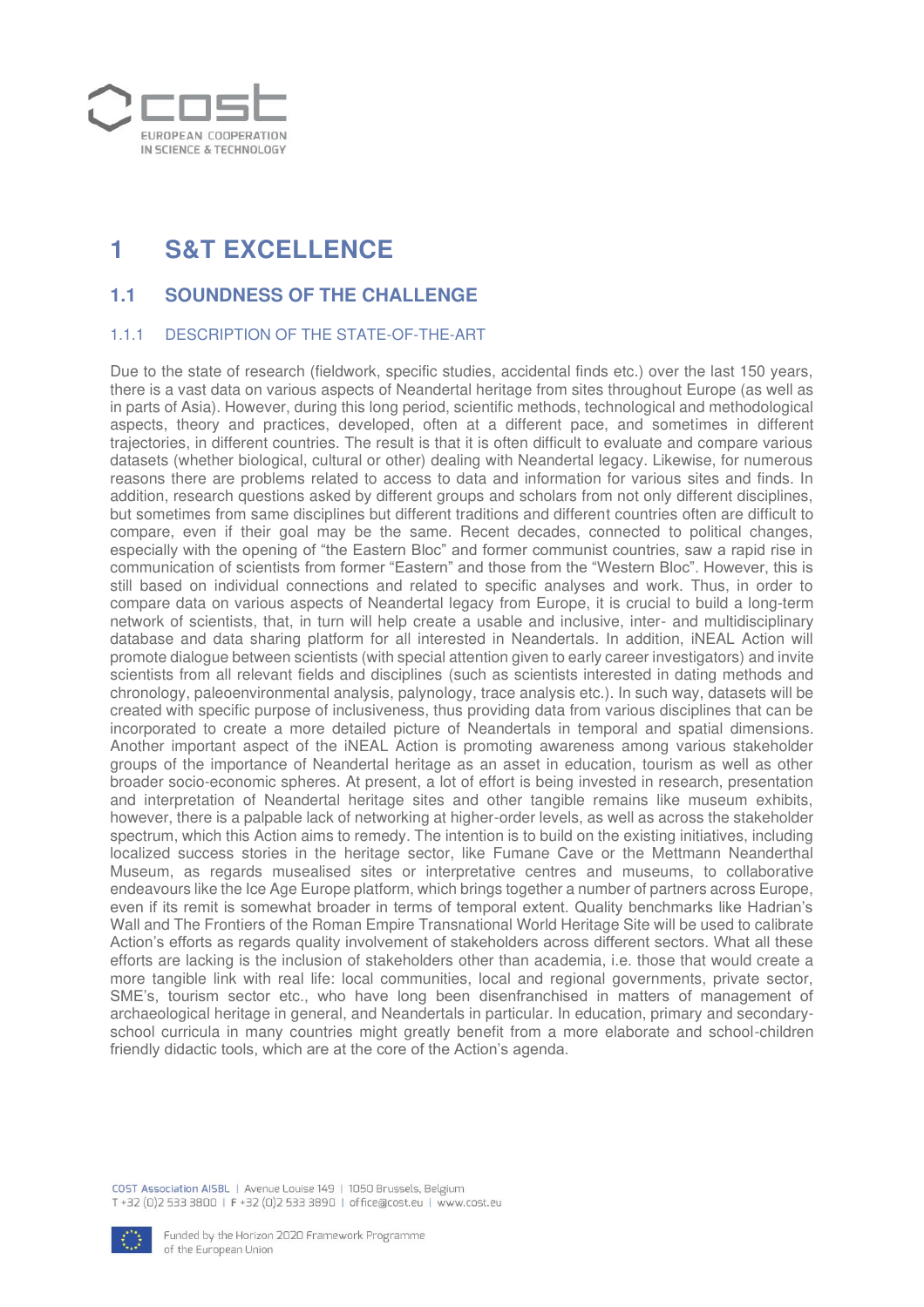# 1 S&T EXCELLENCE

## 1.1 SOUNDNESS OF THE CHALLENGE

### 1.1.1 DESCRIPTION OF THE STATE-OF-THE-ART

Due to the state of research (fieldwork, specific studies, accidental finds etc.) over the last 150 years, there is a vast data on various aspects of Neandertal heritage from sites throughout Europe (as well as in parts of Asia). However, during this long period, scientific methods, technological and methodological aspects, theory and practices, developed, often at a different pace, and sometimes in different trajectories, in different countries. The result is that it is often difficult to evaluate and compare various datasets (whether biological, cultural or other) dealing with Neandertal legacy. Likewise, for numerous reasons there are problems related to access to data and information for various sites and finds. In addition, research questions asked by different groups and scholars from not only different disciplines, but sometimes from same disciplines but different traditions and different countries often are difficult to compare, even if their goal may be the same. Recent decades, connected to political changes, especially with the opening of "the Eastern Bloc" and former communist countries, saw a rapid rise in communication of scientists from former "Eastern" and those from the "Western Bloc". However, this is still based on individual connections and related to specific analyses and work. Thus, in order to compare data on various aspects of Neandertal legacy from Europe, it is crucial to build a long-term network of scientists, that, in turn will help create a usable and inclusive, inter- and multidisciplinary database and data sharing platform for all interested in Neandertals. In addition, iNEAL Action will promote dialogue between scientists (with special attention given to early career investigators) and invite scientists from all relevant fields and disciplines (such as scientists interested in dating methods and chronology, paleoenvironmental analysis, palynology, trace analysis etc.). In such way, datasets will be created with specific purpose of inclusiveness, thus providing data from various disciplines that can be incorporated to create a more detailed picture of Neandertals in temporal and spatial dimensions. Another important aspect of the iNEAL Action is promoting awareness among various stakeholder groups of the importance of Neandertal heritage as an asset in education, tourism as well as other broader socio-economic spheres. At present, a lot of effort is being invested in research, presentation and interpretation of Neandertal heritage sites and other tangible remains like museum exhibits, however, there is a palpable lack of networking at higher-order levels, as well as across the stakeholder spectrum, which this Action aims to remedy. The intention is to build on the existing initiatives, including localized success stories in the heritage sector, like Fumane Cave or the Mettmann Neanderthal Museum, as regards musealised sites or interpretative centres and museums, to collaborative endeavours like the Ice Age Europe platform, which brings together a number of partners across Europe, even if its remit is somewhat broader in terms of temporal extent. Quality benchmarks like Hadrian's Wall and The Frontiers of the Roman Empire Transnational World Heritage Site will be used to calibrate Action's efforts as regards quality involvement of stakeholders across different sectors. What all these efforts are lacking is the inclusion of stakeholders other than academia, i.e. those that would create a more tangible link with real life: local communities, local and regional governments, private sector, SME's, tourism sector etc., who have long been disenfranchised in matters of management of archaeological heritage in general, and Neandertals in particular. In education, primary and secondary-school curricula in many countries might greatly benefit from a more elaborate and school-children friendly didactic tools, which are at the core of the Action's agenda.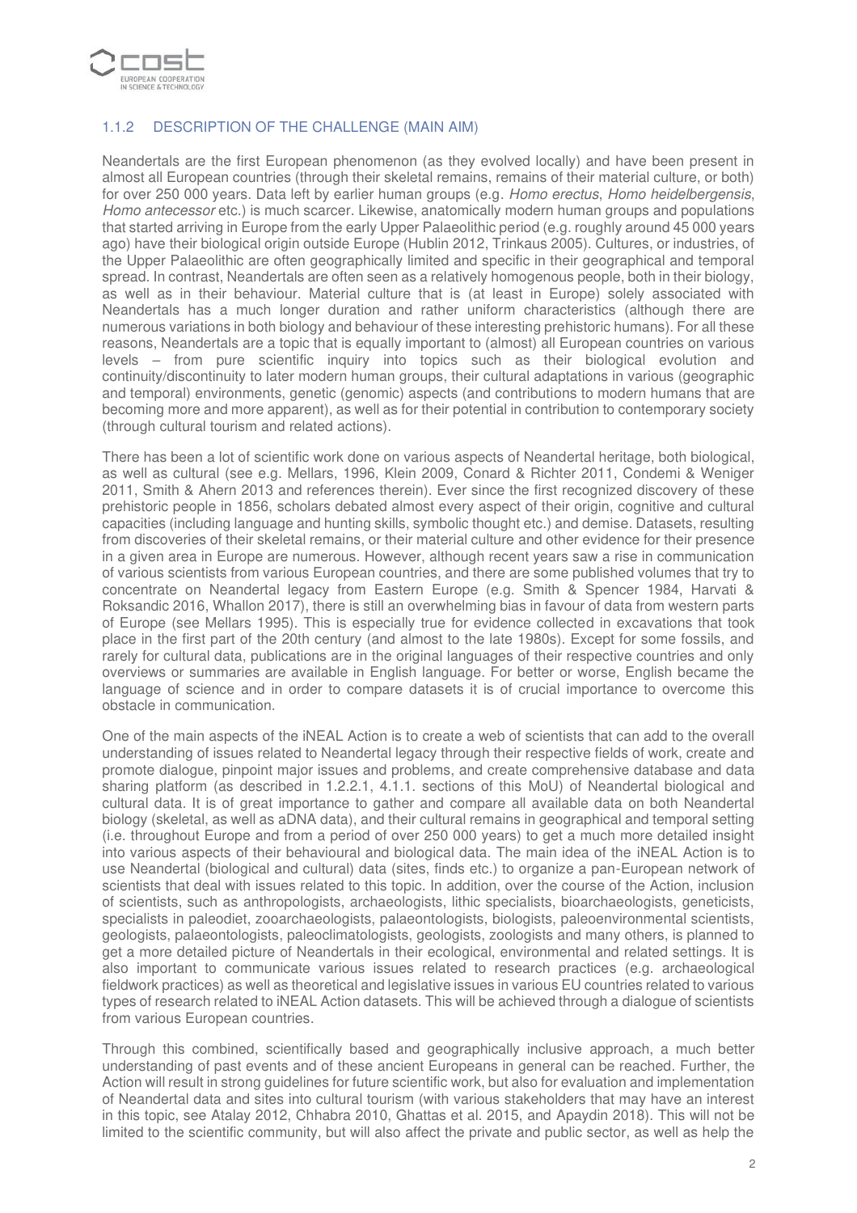### 1.1.2 DESCRIPTION OF THE CHALLENGE (MAIN AIM)

Neandertals are the first European phenomenon (as they evolved locally) and have been present in almost all European countries (through their skeletal remains, remains of their material culture, or both) for over 250 000 years. Data left by earlier human groups (e.g. *Homo erectus*, *Homo heidelbergensis*, *Homo antecessor* etc.) is much scarcer. Likewise, anatomically modern human groups and populations that started arriving in Europe from the early Upper Palaeolithic period (e.g. roughly around 45 000 years ago) have their biological origin outside Europe (Hublin 2012, Trinkaus 2005). Cultures, or industries, of the Upper Palaeolithic are often geographically limited and specific in their geographical and temporal spread. In contrast, Neandertals are often seen as a relatively homogenous people, both in their biology, as well as in their behaviour. Material culture that is (at least in Europe) solely associated with Neandertals has a much longer duration and rather uniform characteristics (although there are numerous variations in both biology and behaviour of these interesting prehistoric humans). For all these reasons, Neandertals are a topic that is equally important to (almost) all European countries on various levels – from pure scientific inquiry into topics such as their biological evolution and continuity/discontinuity to later modern human groups, their cultural adaptations in various (geographic and temporal) environments, genetic (genomic) aspects (and contributions to modern humans that are becoming more and more apparent), as well as for their potential in contribution to contemporary society (through cultural tourism and related actions).

There has been a lot of scientific work done on various aspects of Neandertal heritage, both biological, as well as cultural (see e.g. Mellars, 1996, Klein 2009, Conard & Richter 2011, Condemi & Weniger 2011, Smith & Ahern 2013 and references therein). Ever since the first recognized discovery of these prehistoric people in 1856, scholars debated almost every aspect of their origin, cognitive and cultural capacities (including language and hunting skills, symbolic thought etc.) and demise. Datasets, resulting from discoveries of their skeletal remains, or their material culture and other evidence for their presence in a given area in Europe are numerous. However, although recent years saw a rise in communication of various scientists from various European countries, and there are some published volumes that try to concentrate on Neandertal legacy from Eastern Europe (e.g. Smith & Spencer 1984, Harvati & Roksandic 2016, Whallon 2017), there is still an overwhelming bias in favour of data from western parts of Europe (see Mellars 1995). This is especially true for evidence collected in excavations that took place in the first part of the 20th century (and almost to the late 1980s). Except for some fossils, and rarely for cultural data, publications are in the original languages of their respective countries and only overviews or summaries are available in English language. For better or worse, English became the language of science and in order to compare datasets it is of crucial importance to overcome this obstacle in communication.

One of the main aspects of the iNEAL Action is to create a web of scientists that can add to the overall understanding of issues related to Neandertal legacy through their respective fields of work, create and promote dialogue, pinpoint major issues and problems, and create comprehensive database and data sharing platform (as described in 1.2.2.1, 4.1.1. sections of this MoU) of Neandertal biological and cultural data. It is of great importance to gather and compare all available data on both Neandertal biology (skeletal, as well as aDNA data), and their cultural remains in geographical and temporal setting (i.e. throughout Europe and from a period of over 250 000 years) to get a much more detailed insight into various aspects of their behavioural and biological data. The main idea of the iNEAL Action is to use Neandertal (biological and cultural) data (sites, finds etc.) to organize a pan-European network of scientists that deal with issues related to this topic. In addition, over the course of the Action, inclusion of scientists, such as anthropologists, archaeologists, lithic specialists, bioarchaeologists, geneticists, specialists in paleodiet, zooarchaeologists, palaeontologists, biologists, paleoenvironmental scientists, geologists, palaeontologists, paleoclimatologists, geologists, zoologists and many others, is planned to get a more detailed picture of Neandertals in their ecological, environmental and related settings. It is also important to communicate various issues related to research practices (e.g. archaeological fieldwork practices) as well as theoretical and legislative issues in various EU countries related to various types of research related to iNEAL Action datasets. This will be achieved through a dialogue of scientists from various European countries.

Through this combined, scientifically based and geographically inclusive approach, a much better understanding of past events and of these ancient Europeans in general can be reached. Further, the Action will result in strong guidelines for future scientific work, but also for evaluation and implementation of Neandertal data and sites into cultural tourism (with various stakeholders that may have an interest in this topic, see Atalay 2012, Chhabra 2010, Ghattas et al. 2015, and Apaydin 2018). This will not be limited to the scientific community, but will also affect the private and public sector, as well as help the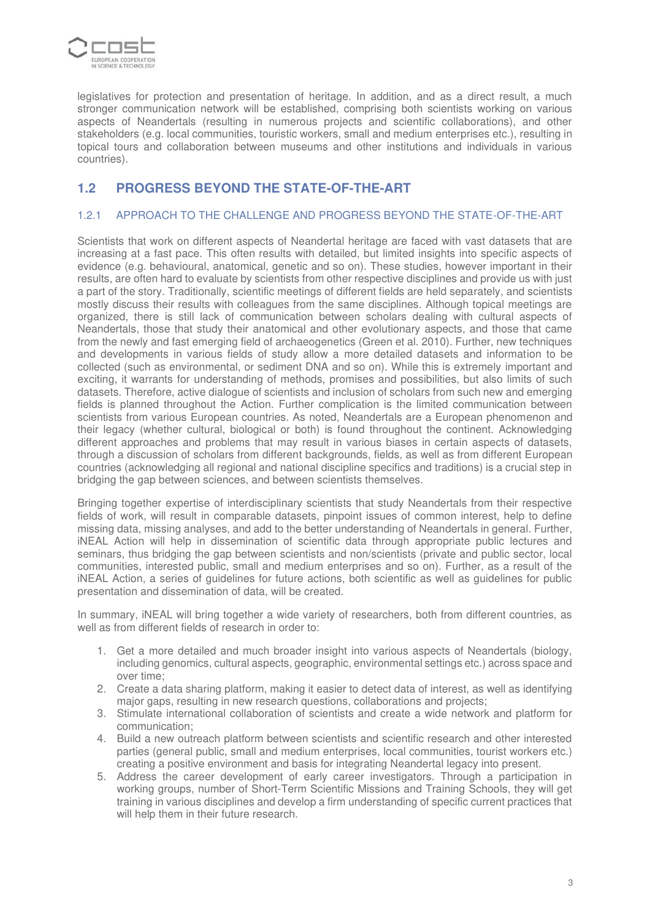legislatives for protection and presentation of heritage. In addition, and as a direct result, a much stronger communication network will be established, comprising both scientists working on various aspects of Neandertals (resulting in numerous projects and scientific collaborations), and other stakeholders (e.g. local communities, touristic workers, small and medium enterprises etc.), resulting in topical tours and collaboration between museums and other institutions and individuals in various countries).

## 1.2 PROGRESS BEYOND THE STATE-OF-THE-ART

### 1.2.1 APPROACH TO THE CHALLENGE AND PROGRESS BEYOND THE STATE-OF-THE-ART

Scientists that work on different aspects of Neandertal heritage are faced with vast datasets that are increasing at a fast pace. This often results with detailed, but limited insights into specific aspects of evidence (e.g. behavioural, anatomical, genetic and so on). These studies, however important in their results, are often hard to evaluate by scientists from other respective disciplines and provide us with just a part of the story. Traditionally, scientific meetings of different fields are held separately, and scientists mostly discuss their results with colleagues from the same disciplines. Although topical meetings are organized, there is still lack of communication between scholars dealing with cultural aspects of Neandertals, those that study their anatomical and other evolutionary aspects, and those that came from the newly and fast emerging field of archaeogenetics (Green et al. 2010). Further, new techniques and developments in various fields of study allow a more detailed datasets and information to be collected (such as environmental, or sediment DNA and so on). While this is extremely important and exciting, it warrants for understanding of methods, promises and possibilities, but also limits of such datasets. Therefore, active dialogue of scientists and inclusion of scholars from such new and emerging fields is planned throughout the Action. Further complication is the limited communication between scientists from various European countries. As noted, Neandertals are a European phenomenon and their legacy (whether cultural, biological or both) is found throughout the continent. Acknowledging different approaches and problems that may result in various biases in certain aspects of datasets, through a discussion of scholars from different backgrounds, fields, as well as from different European countries (acknowledging all regional and national discipline specifics and traditions) is a crucial step in bridging the gap between sciences, and between scientists themselves.

Bringing together expertise of interdisciplinary scientists that study Neandertals from their respective fields of work, will result in comparable datasets, pinpoint issues of common interest, help to define missing data, missing analyses, and add to the better understanding of Neandertals in general. Further, iNEAL Action will help in dissemination of scientific data through appropriate public lectures and seminars, thus bridging the gap between scientists and non/scientists (private and public sector, local communities, interested public, small and medium enterprises and so on). Further, as a result of the iNEAL Action, a series of guidelines for future actions, both scientific as well as guidelines for public presentation and dissemination of data, will be created.

In summary, iNEAL will bring together a wide variety of researchers, both from different countries, as well as from different fields of research in order to:

1. Get a more detailed and much broader insight into various aspects of Neandertals (biology, including genomics, cultural aspects, geographic, environmental settings etc.) across space and over time;
2. Create a data sharing platform, making it easier to detect data of interest, as well as identifying major gaps, resulting in new research questions, collaborations and projects;
3. Stimulate international collaboration of scientists and create a wide network and platform for communication;
4. Build a new outreach platform between scientists and scientific research and other interested parties (general public, small and medium enterprises, local communities, tourist workers etc.) creating a positive environment and basis for integrating Neandertal legacy into present.
5. Address the career development of early career investigators. Through a participation in working groups, number of Short-Term Scientific Missions and Training Schools, they will get training in various disciplines and develop a firm understanding of specific current practices that will help them in their future research.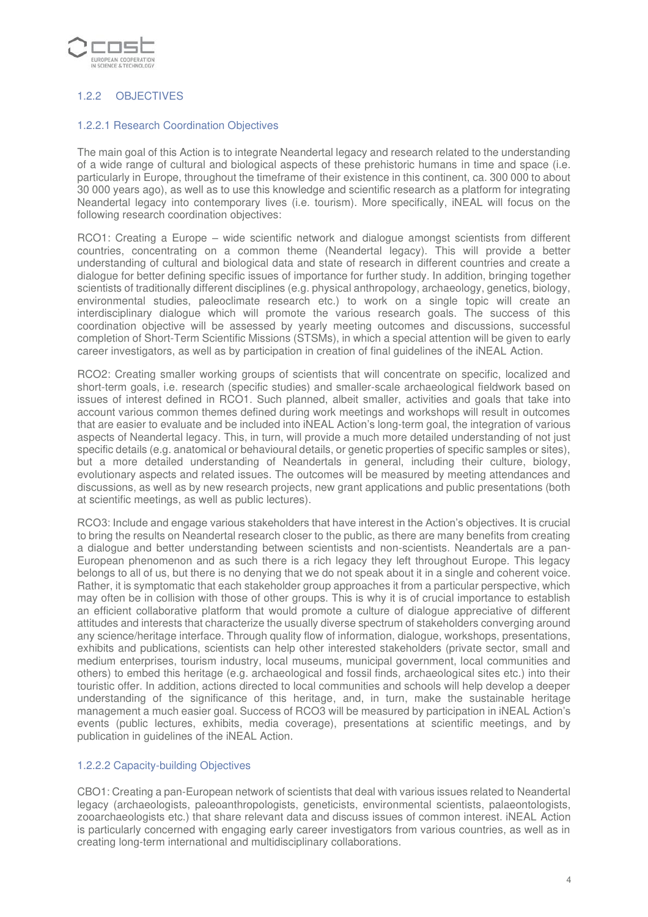### 1.2.2 OBJECTIVES

#### 1.2.2.1 Research Coordination Objectives

The main goal of this Action is to integrate Neandertal legacy and research related to the understanding of a wide range of cultural and biological aspects of these prehistoric humans in time and space (i.e. particularly in Europe, throughout the timeframe of their existence in this continent, ca. 300 000 to about 30 000 years ago), as well as to use this knowledge and scientific research as a platform for integrating Neandertal legacy into contemporary lives (i.e. tourism). More specifically, iNEAL will focus on the following research coordination objectives:

RCO1: Creating a Europe – wide scientific network and dialogue amongst scientists from different countries, concentrating on a common theme (Neandertal legacy). This will provide a better understanding of cultural and biological data and state of research in different countries and create a dialogue for better defining specific issues of importance for further study. In addition, bringing together scientists of traditionally different disciplines (e.g. physical anthropology, archaeology, genetics, biology, environmental studies, paleoclimate research etc.) to work on a single topic will create an interdisciplinary dialogue which will promote the various research goals. The success of this coordination objective will be assessed by yearly meeting outcomes and discussions, successful completion of Short-Term Scientific Missions (STSMs), in which a special attention will be given to early career investigators, as well as by participation in creation of final guidelines of the iNEAL Action.

RCO2: Creating smaller working groups of scientists that will concentrate on specific, localized and short-term goals, i.e. research (specific studies) and smaller-scale archaeological fieldwork based on issues of interest defined in RCO1. Such planned, albeit smaller, activities and goals that take into account various common themes defined during work meetings and workshops will result in outcomes that are easier to evaluate and be included into iNEAL Action's long-term goal, the integration of various aspects of Neandertal legacy. This, in turn, will provide a much more detailed understanding of not just specific details (e.g. anatomical or behavioural details, or genetic properties of specific samples or sites), but a more detailed understanding of Neandertals in general, including their culture, biology, evolutionary aspects and related issues. The outcomes will be measured by meeting attendances and discussions, as well as by new research projects, new grant applications and public presentations (both at scientific meetings, as well as public lectures).

RCO3: Include and engage various stakeholders that have interest in the Action's objectives. It is crucial to bring the results on Neandertal research closer to the public, as there are many benefits from creating a dialogue and better understanding between scientists and non-scientists. Neandertals are a pan-European phenomenon and as such there is a rich legacy they left throughout Europe. This legacy belongs to all of us, but there is no denying that we do not speak about it in a single and coherent voice. Rather, it is symptomatic that each stakeholder group approaches it from a particular perspective, which may often be in collision with those of other groups. This is why it is of crucial importance to establish an efficient collaborative platform that would promote a culture of dialogue appreciative of different attitudes and interests that characterize the usually diverse spectrum of stakeholders converging around any science/heritage interface. Through quality flow of information, dialogue, workshops, presentations, exhibits and publications, scientists can help other interested stakeholders (private sector, small and medium enterprises, tourism industry, local museums, municipal government, local communities and others) to embed this heritage (e.g. archaeological and fossil finds, archaeological sites etc.) into their touristic offer. In addition, actions directed to local communities and schools will help develop a deeper understanding of the significance of this heritage, and, in turn, make the sustainable heritage management a much easier goal. Success of RCO3 will be measured by participation in iNEAL Action's events (public lectures, exhibits, media coverage), presentations at scientific meetings, and by publication in guidelines of the iNEAL Action.

#### 1.2.2.2 Capacity-building Objectives

CBO1: Creating a pan-European network of scientists that deal with various issues related to Neandertal legacy (archaeologists, paleoanthropologists, geneticists, environmental scientists, palaeontologists, zooarchaeologists etc.) that share relevant data and discuss issues of common interest. iNEAL Action is particularly concerned with engaging early career investigators from various countries, as well as in creating long-term international and multidisciplinary collaborations.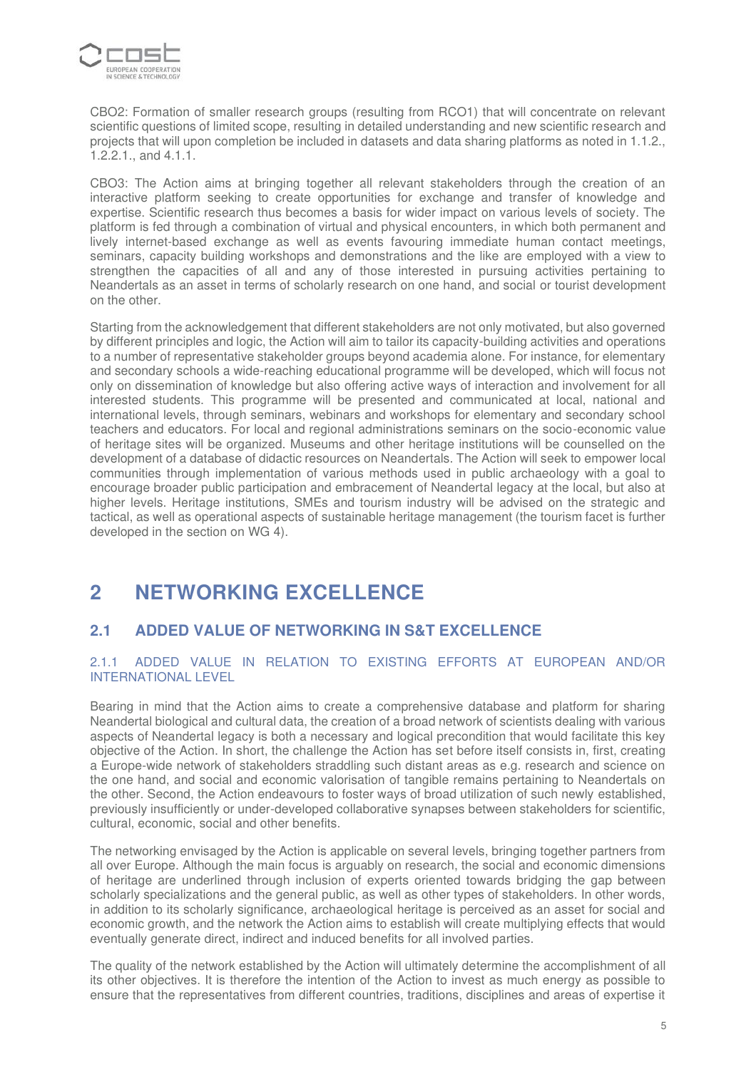CBO2: Formation of smaller research groups (resulting from RCO1) that will concentrate on relevant scientific questions of limited scope, resulting in detailed understanding and new scientific research and projects that will upon completion be included in datasets and data sharing platforms as noted in 1.1.2., 1.2.2.1., and 4.1.1.

CBO3: The Action aims at bringing together all relevant stakeholders through the creation of an interactive platform seeking to create opportunities for exchange and transfer of knowledge and expertise. Scientific research thus becomes a basis for wider impact on various levels of society. The platform is fed through a combination of virtual and physical encounters, in which both permanent and lively internet-based exchange as well as events favouring immediate human contact meetings, seminars, capacity building workshops and demonstrations and the like are employed with a view to strengthen the capacities of all and any of those interested in pursuing activities pertaining to Neandertals as an asset in terms of scholarly research on one hand, and social or tourist development on the other.

Starting from the acknowledgement that different stakeholders are not only motivated, but also governed by different principles and logic, the Action will aim to tailor its capacity-building activities and operations to a number of representative stakeholder groups beyond academia alone. For instance, for elementary and secondary schools a wide-reaching educational programme will be developed, which will focus not only on dissemination of knowledge but also offering active ways of interaction and involvement for all interested students. This programme will be presented and communicated at local, national and international levels, through seminars, webinars and workshops for elementary and secondary school teachers and educators. For local and regional administrations seminars on the socio-economic value of heritage sites will be organized. Museums and other heritage institutions will be counselled on the development of a database of didactic resources on Neandertals. The Action will seek to empower local communities through implementation of various methods used in public archaeology with a goal to encourage broader public participation and embracement of Neandertal legacy at the local, but also at higher levels. Heritage institutions, SMEs and tourism industry will be advised on the strategic and tactical, as well as operational aspects of sustainable heritage management (the tourism facet is further developed in the section on WG 4).

# 2 NETWORKING EXCELLENCE

## 2.1 ADDED VALUE OF NETWORKING IN S&T EXCELLENCE

### 2.1.1 ADDED VALUE IN RELATION TO EXISTING EFFORTS AT EUROPEAN AND/OR INTERNATIONAL LEVEL

Bearing in mind that the Action aims to create a comprehensive database and platform for sharing Neandertal biological and cultural data, the creation of a broad network of scientists dealing with various aspects of Neandertal legacy is both a necessary and logical precondition that would facilitate this key objective of the Action. In short, the challenge the Action has set before itself consists in, first, creating a Europe-wide network of stakeholders straddling such distant areas as e.g. research and science on the one hand, and social and economic valorisation of tangible remains pertaining to Neandertals on the other. Second, the Action endeavours to foster ways of broad utilization of such newly established, previously insufficiently or under-developed collaborative synapses between stakeholders for scientific, cultural, economic, social and other benefits.

The networking envisaged by the Action is applicable on several levels, bringing together partners from all over Europe. Although the main focus is arguably on research, the social and economic dimensions of heritage are underlined through inclusion of experts oriented towards bridging the gap between scholarly specializations and the general public, as well as other types of stakeholders. In other words, in addition to its scholarly significance, archaeological heritage is perceived as an asset for social and economic growth, and the network the Action aims to establish will create multiplying effects that would eventually generate direct, indirect and induced benefits for all involved parties.

The quality of the network established by the Action will ultimately determine the accomplishment of all its other objectives. It is therefore the intention of the Action to invest as much energy as possible to ensure that the representatives from different countries, traditions, disciplines and areas of expertise it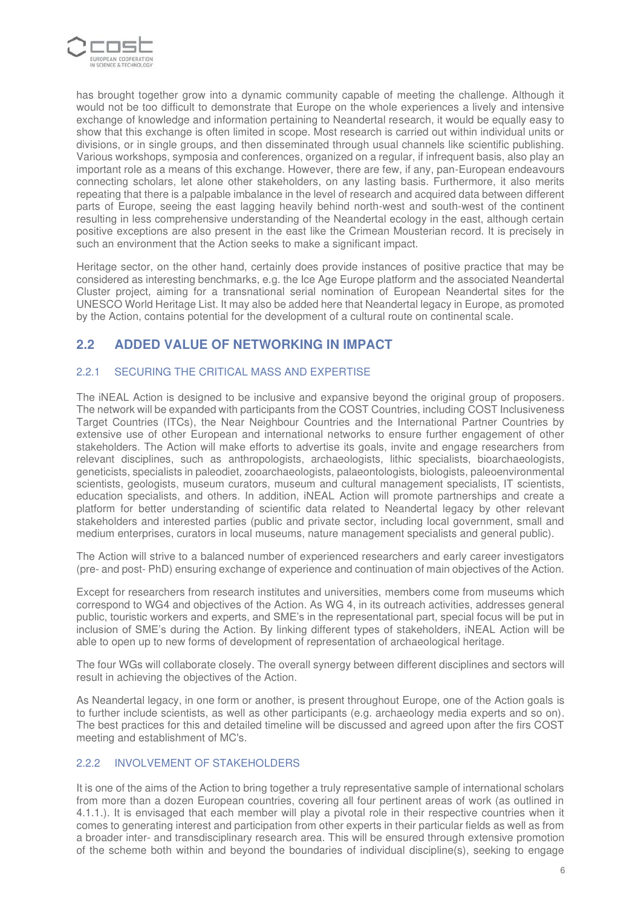has brought together grow into a dynamic community capable of meeting the challenge. Although it would not be too difficult to demonstrate that Europe on the whole experiences a lively and intensive exchange of knowledge and information pertaining to Neandertal research, it would be equally easy to show that this exchange is often limited in scope. Most research is carried out within individual units or divisions, or in single groups, and then disseminated through usual channels like scientific publishing. Various workshops, symposia and conferences, organized on a regular, if infrequent basis, also play an important role as a means of this exchange. However, there are few, if any, pan-European endeavours connecting scholars, let alone other stakeholders, on any lasting basis. Furthermore, it also merits repeating that there is a palpable imbalance in the level of research and acquired data between different parts of Europe, seeing the east lagging heavily behind north-west and south-west of the continent resulting in less comprehensive understanding of the Neandertal ecology in the east, although certain positive exceptions are also present in the east like the Crimean Mousterian record. It is precisely in such an environment that the Action seeks to make a significant impact.

Heritage sector, on the other hand, certainly does provide instances of positive practice that may be considered as interesting benchmarks, e.g. the Ice Age Europe platform and the associated Neandertal Cluster project, aiming for a transnational serial nomination of European Neandertal sites for the UNESCO World Heritage List. It may also be added here that Neandertal legacy in Europe, as promoted by the Action, contains potential for the development of a cultural route on continental scale.

## 2.2 ADDED VALUE OF NETWORKING IN IMPACT

### 2.2.1 SECURING THE CRITICAL MASS AND EXPERTISE

The iNEAL Action is designed to be inclusive and expansive beyond the original group of proposers. The network will be expanded with participants from the COST Countries, including COST Inclusiveness Target Countries (ITCs), the Near Neighbour Countries and the International Partner Countries by extensive use of other European and international networks to ensure further engagement of other stakeholders. The Action will make efforts to advertise its goals, invite and engage researchers from relevant disciplines, such as anthropologists, archaeologists, lithic specialists, bioarchaeologists, geneticists, specialists in paleodiet, zooarchaeologists, palaeontologists, biologists, paleoenvironmental scientists, geologists, museum curators, museum and cultural management specialists, IT scientists, education specialists, and others. In addition, iNEAL Action will promote partnerships and create a platform for better understanding of scientific data related to Neandertal legacy by other relevant stakeholders and interested parties (public and private sector, including local government, small and medium enterprises, curators in local museums, nature management specialists and general public).

The Action will strive to a balanced number of experienced researchers and early career investigators (pre- and post- PhD) ensuring exchange of experience and continuation of main objectives of the Action.

Except for researchers from research institutes and universities, members come from museums which correspond to WG4 and objectives of the Action. As WG 4, in its outreach activities, addresses general public, touristic workers and experts, and SME's in the representational part, special focus will be put in inclusion of SME's during the Action. By linking different types of stakeholders, iNEAL Action will be able to open up to new forms of development of representation of archaeological heritage.

The four WGs will collaborate closely. The overall synergy between different disciplines and sectors will result in achieving the objectives of the Action.

As Neandertal legacy, in one form or another, is present throughout Europe, one of the Action goals is to further include scientists, as well as other participants (e.g. archaeology media experts and so on). The best practices for this and detailed timeline will be discussed and agreed upon after the firs COST meeting and establishment of MC's.

### 2.2.2 INVOLVEMENT OF STAKEHOLDERS

It is one of the aims of the Action to bring together a truly representative sample of international scholars from more than a dozen European countries, covering all four pertinent areas of work (as outlined in 4.1.1.). It is envisaged that each member will play a pivotal role in their respective countries when it comes to generating interest and participation from other experts in their particular fields as well as from a broader inter- and transdisciplinary research area. This will be ensured through extensive promotion of the scheme both within and beyond the boundaries of individual discipline(s), seeking to engage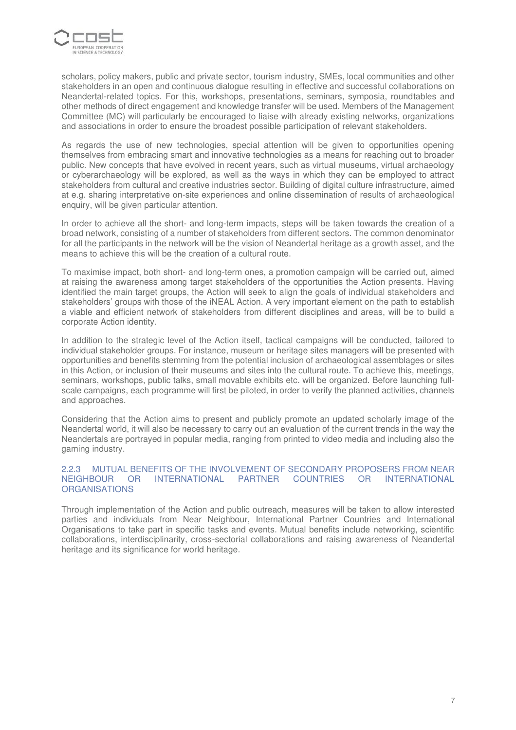scholars, policy makers, public and private sector, tourism industry, SMEs, local communities and other stakeholders in an open and continuous dialogue resulting in effective and successful collaborations on Neandertal-related topics. For this, workshops, presentations, seminars, symposia, roundtables and other methods of direct engagement and knowledge transfer will be used. Members of the Management Committee (MC) will particularly be encouraged to liaise with already existing networks, organizations and associations in order to ensure the broadest possible participation of relevant stakeholders.

As regards the use of new technologies, special attention will be given to opportunities opening themselves from embracing smart and innovative technologies as a means for reaching out to broader public. New concepts that have evolved in recent years, such as virtual museums, virtual archaeology or cyberarchaeology will be explored, as well as the ways in which they can be employed to attract stakeholders from cultural and creative industries sector. Building of digital culture infrastructure, aimed at e.g. sharing interpretative on-site experiences and online dissemination of results of archaeological enquiry, will be given particular attention.

In order to achieve all the short- and long-term impacts, steps will be taken towards the creation of a broad network, consisting of a number of stakeholders from different sectors. The common denominator for all the participants in the network will be the vision of Neandertal heritage as a growth asset, and the means to achieve this will be the creation of a cultural route.

To maximise impact, both short- and long-term ones, a promotion campaign will be carried out, aimed at raising the awareness among target stakeholders of the opportunities the Action presents. Having identified the main target groups, the Action will seek to align the goals of individual stakeholders and stakeholders' groups with those of the iNEAL Action. A very important element on the path to establish a viable and efficient network of stakeholders from different disciplines and areas, will be to build a corporate Action identity.

In addition to the strategic level of the Action itself, tactical campaigns will be conducted, tailored to individual stakeholder groups. For instance, museum or heritage sites managers will be presented with opportunities and benefits stemming from the potential inclusion of archaeological assemblages or sites in this Action, or inclusion of their museums and sites into the cultural route. To achieve this, meetings, seminars, workshops, public talks, small movable exhibits etc. will be organized. Before launching full-scale campaigns, each programme will first be piloted, in order to verify the planned activities, channels and approaches.

Considering that the Action aims to present and publicly promote an updated scholarly image of the Neandertal world, it will also be necessary to carry out an evaluation of the current trends in the way the Neandertals are portrayed in popular media, ranging from printed to video media and including also the gaming industry.

### 2.2.3 MUTUAL BENEFITS OF THE INVOLVEMENT OF SECONDARY PROPOSERS FROM NEAR NEIGHBOUR OR INTERNATIONAL PARTNER COUNTRIES OR INTERNATIONAL ORGANISATIONS

Through implementation of the Action and public outreach, measures will be taken to allow interested parties and individuals from Near Neighbour, International Partner Countries and International Organisations to take part in specific tasks and events. Mutual benefits include networking, scientific collaborations, interdisciplinarity, cross-sectorial collaborations and raising awareness of Neandertal heritage and its significance for world heritage.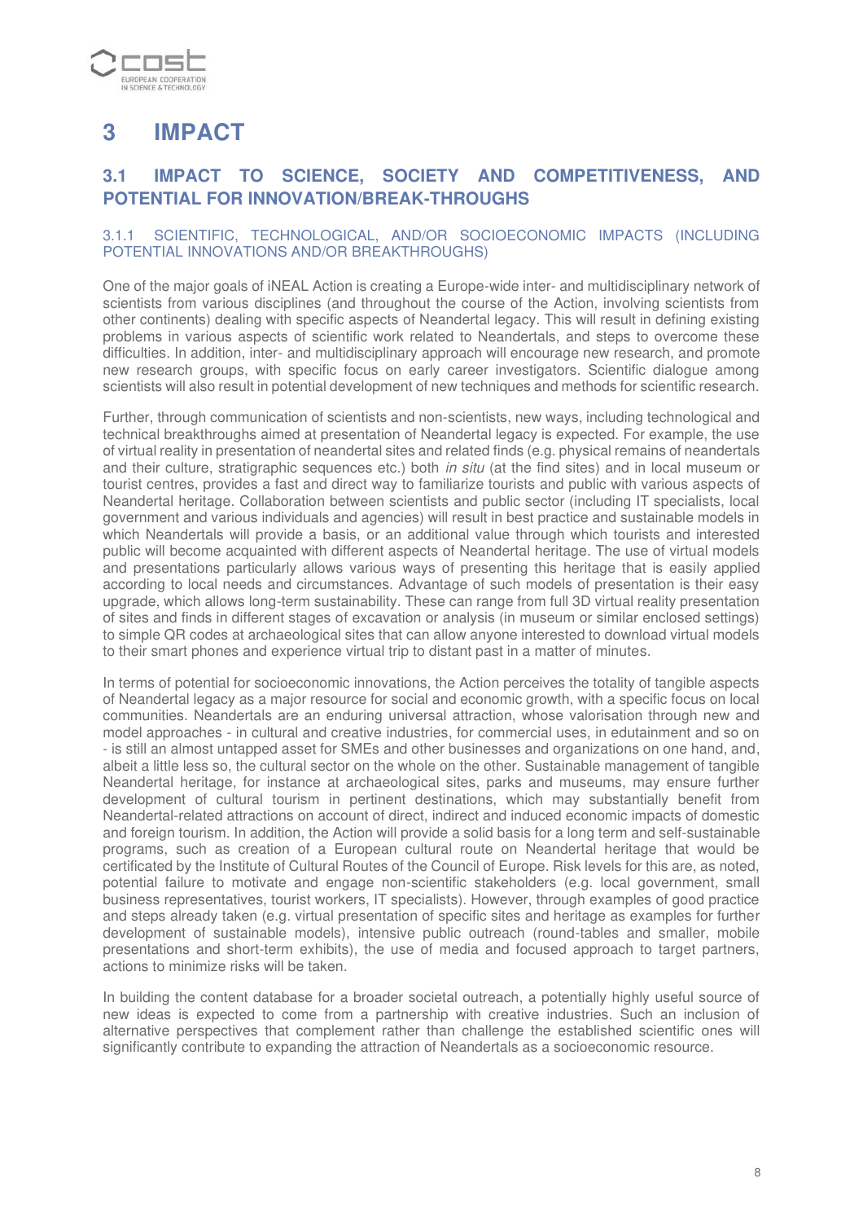# 3 IMPACT

## 3.1 IMPACT TO SCIENCE, SOCIETY AND COMPETITIVENESS, AND POTENTIAL FOR INNOVATION/BREAK-THROUGHS

### 3.1.1 SCIENTIFIC, TECHNOLOGICAL, AND/OR SOCIOECONOMIC IMPACTS (INCLUDING POTENTIAL INNOVATIONS AND/OR BREAKTHROUGHS)

One of the major goals of iNEAL Action is creating a Europe-wide inter- and multidisciplinary network of scientists from various disciplines (and throughout the course of the Action, involving scientists from other continents) dealing with specific aspects of Neandertal legacy. This will result in defining existing problems in various aspects of scientific work related to Neandertals, and steps to overcome these difficulties. In addition, inter- and multidisciplinary approach will encourage new research, and promote new research groups, with specific focus on early career investigators. Scientific dialogue among scientists will also result in potential development of new techniques and methods for scientific research.

Further, through communication of scientists and non-scientists, new ways, including technological and technical breakthroughs aimed at presentation of Neandertal legacy is expected. For example, the use of virtual reality in presentation of neandertal sites and related finds (e.g. physical remains of neandertals and their culture, stratigraphic sequences etc.) both *in situ* (at the find sites) and in local museum or tourist centres, provides a fast and direct way to familiarize tourists and public with various aspects of Neandertal heritage. Collaboration between scientists and public sector (including IT specialists, local government and various individuals and agencies) will result in best practice and sustainable models in which Neandertals will provide a basis, or an additional value through which tourists and interested public will become acquainted with different aspects of Neandertal heritage. The use of virtual models and presentations particularly allows various ways of presenting this heritage that is easily applied according to local needs and circumstances. Advantage of such models of presentation is their easy upgrade, which allows long-term sustainability. These can range from full 3D virtual reality presentation of sites and finds in different stages of excavation or analysis (in museum or similar enclosed settings) to simple QR codes at archaeological sites that can allow anyone interested to download virtual models to their smart phones and experience virtual trip to distant past in a matter of minutes.

In terms of potential for socioeconomic innovations, the Action perceives the totality of tangible aspects of Neandertal legacy as a major resource for social and economic growth, with a specific focus on local communities. Neandertals are an enduring universal attraction, whose valorisation through new and model approaches - in cultural and creative industries, for commercial uses, in edutainment and so on - is still an almost untapped asset for SMEs and other businesses and organizations on one hand, and, albeit a little less so, the cultural sector on the whole on the other. Sustainable management of tangible Neandertal heritage, for instance at archaeological sites, parks and museums, may ensure further development of cultural tourism in pertinent destinations, which may substantially benefit from Neandertal-related attractions on account of direct, indirect and induced economic impacts of domestic and foreign tourism. In addition, the Action will provide a solid basis for a long term and self-sustainable programs, such as creation of a European cultural route on Neandertal heritage that would be certificated by the Institute of Cultural Routes of the Council of Europe. Risk levels for this are, as noted, potential failure to motivate and engage non-scientific stakeholders (e.g. local government, small business representatives, tourist workers, IT specialists). However, through examples of good practice and steps already taken (e.g. virtual presentation of specific sites and heritage as examples for further development of sustainable models), intensive public outreach (round-tables and smaller, mobile presentations and short-term exhibits), the use of media and focused approach to target partners, actions to minimize risks will be taken.

In building the content database for a broader societal outreach, a potentially highly useful source of new ideas is expected to come from a partnership with creative industries. Such an inclusion of alternative perspectives that complement rather than challenge the established scientific ones will significantly contribute to expanding the attraction of Neandertals as a socioeconomic resource.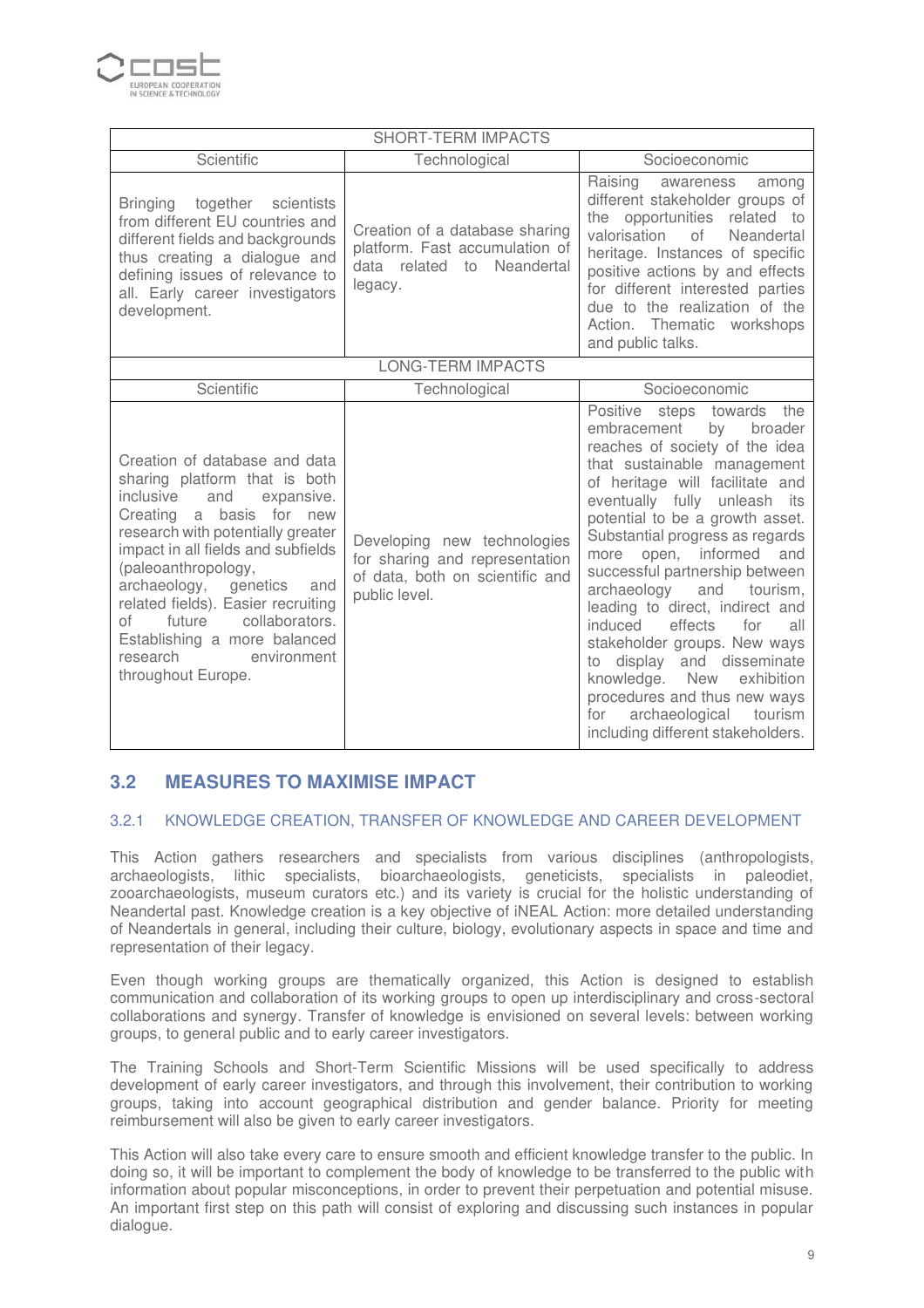| SHORT-TERM IMPACTS | | |
|---|---|---|
| Scientific | Technological | Socioeconomic |
| Bringing together scientists from different EU countries and different fields and backgrounds thus creating a dialogue and defining issues of relevance to all. Early career investigators development. | Creation of a database sharing platform. Fast accumulation of data related to Neandertal legacy. | Raising awareness among different stakeholder groups of the opportunities related to valorisation of Neandertal heritage. Instances of specific positive actions by and effects for different interested parties due to the realization of the Action. Thematic workshops and public talks. |
| LONG-TERM IMPACTS | | |
| Scientific | Technological | Socioeconomic |
| Creation of database and data sharing platform that is both inclusive and expansive. Creating a basis for new research with potentially greater impact in all fields and subfields (paleoanthropology, archaeology, genetics and related fields). Easier recruiting of future collaborators. Establishing a more balanced research environment throughout Europe. | Developing new technologies for sharing and representation of data, both on scientific and public level. | Positive steps towards the embracement by broader reaches of society of the idea that sustainable management of heritage will facilitate and eventually fully unleash its potential to be a growth asset. Substantial progress as regards more open, informed and successful partnership between archaeology and tourism, leading to direct, indirect and induced effects for all stakeholder groups. New ways to display and disseminate knowledge. New exhibition procedures and thus new ways for archaeological tourism including different stakeholders. |

## 3.2 MEASURES TO MAXIMISE IMPACT

### 3.2.1 KNOWLEDGE CREATION, TRANSFER OF KNOWLEDGE AND CAREER DEVELOPMENT

This Action gathers researchers and specialists from various disciplines (anthropologists, archaeologists, lithic specialists, bioarchaeologists, geneticists, specialists in paleodiet, zooarchaeologists, museum curators etc.) and its variety is crucial for the holistic understanding of Neandertal past. Knowledge creation is a key objective of iNEAL Action: more detailed understanding of Neandertals in general, including their culture, biology, evolutionary aspects in space and time and representation of their legacy.

Even though working groups are thematically organized, this Action is designed to establish communication and collaboration of its working groups to open up interdisciplinary and cross-sectoral collaborations and synergy. Transfer of knowledge is envisioned on several levels: between working groups, to general public and to early career investigators.

The Training Schools and Short-Term Scientific Missions will be used specifically to address development of early career investigators, and through this involvement, their contribution to working groups, taking into account geographical distribution and gender balance. Priority for meeting reimbursement will also be given to early career investigators.

This Action will also take every care to ensure smooth and efficient knowledge transfer to the public. In doing so, it will be important to complement the body of knowledge to be transferred to the public with information about popular misconceptions, in order to prevent their perpetuation and potential misuse. An important first step on this path will consist of exploring and discussing such instances in popular dialogue.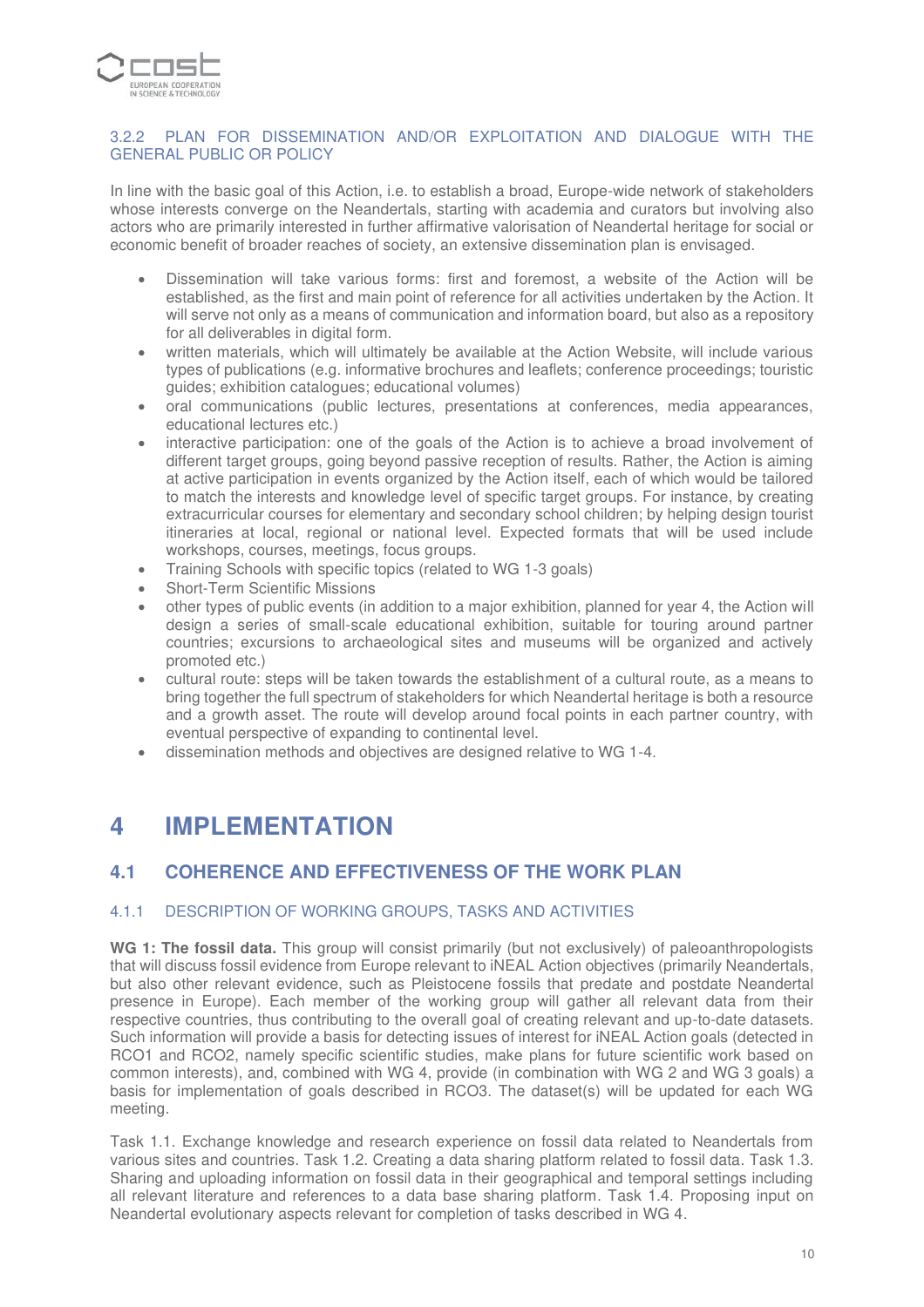### 3.2.2 PLAN FOR DISSEMINATION AND/OR EXPLOITATION AND DIALOGUE WITH THE GENERAL PUBLIC OR POLICY

In line with the basic goal of this Action, i.e. to establish a broad, Europe-wide network of stakeholders whose interests converge on the Neandertals, starting with academia and curators but involving also actors who are primarily interested in further affirmative valorisation of Neandertal heritage for social or economic benefit of broader reaches of society, an extensive dissemination plan is envisaged.

- Dissemination will take various forms: first and foremost, a website of the Action will be established, as the first and main point of reference for all activities undertaken by the Action. It will serve not only as a means of communication and information board, but also as a repository for all deliverables in digital form.
- written materials, which will ultimately be available at the Action Website, will include various types of publications (e.g. informative brochures and leaflets; conference proceedings; touristic guides; exhibition catalogues; educational volumes)
- oral communications (public lectures, presentations at conferences, media appearances, educational lectures etc.)
- interactive participation: one of the goals of the Action is to achieve a broad involvement of different target groups, going beyond passive reception of results. Rather, the Action is aiming at active participation in events organized by the Action itself, each of which would be tailored to match the interests and knowledge level of specific target groups. For instance, by creating extracurricular courses for elementary and secondary school children; by helping design tourist itineraries at local, regional or national level. Expected formats that will be used include workshops, courses, meetings, focus groups.
- Training Schools with specific topics (related to WG 1-3 goals)
- Short-Term Scientific Missions
- other types of public events (in addition to a major exhibition, planned for year 4, the Action will design a series of small-scale educational exhibition, suitable for touring around partner countries; excursions to archaeological sites and museums will be organized and actively promoted etc.)
- cultural route: steps will be taken towards the establishment of a cultural route, as a means to bring together the full spectrum of stakeholders for which Neandertal heritage is both a resource and a growth asset. The route will develop around focal points in each partner country, with eventual perspective of expanding to continental level.
- dissemination methods and objectives are designed relative to WG 1-4.

# 4 IMPLEMENTATION

## 4.1 COHERENCE AND EFFECTIVENESS OF THE WORK PLAN

### 4.1.1 DESCRIPTION OF WORKING GROUPS, TASKS AND ACTIVITIES

**WG 1: The fossil data.** This group will consist primarily (but not exclusively) of paleoanthropologists that will discuss fossil evidence from Europe relevant to iNEAL Action objectives (primarily Neandertals, but also other relevant evidence, such as Pleistocene fossils that predate and postdate Neandertal presence in Europe). Each member of the working group will gather all relevant data from their respective countries, thus contributing to the overall goal of creating relevant and up-to-date datasets. Such information will provide a basis for detecting issues of interest for iNEAL Action goals (detected in RCO1 and RCO2, namely specific scientific studies, make plans for future scientific work based on common interests), and, combined with WG 4, provide (in combination with WG 2 and WG 3 goals) a basis for implementation of goals described in RCO3. The dataset(s) will be updated for each WG meeting.

Task 1.1. Exchange knowledge and research experience on fossil data related to Neandertals from various sites and countries. Task 1.2. Creating a data sharing platform related to fossil data. Task 1.3. Sharing and uploading information on fossil data in their geographical and temporal settings including all relevant literature and references to a data base sharing platform. Task 1.4. Proposing input on Neandertal evolutionary aspects relevant for completion of tasks described in WG 4.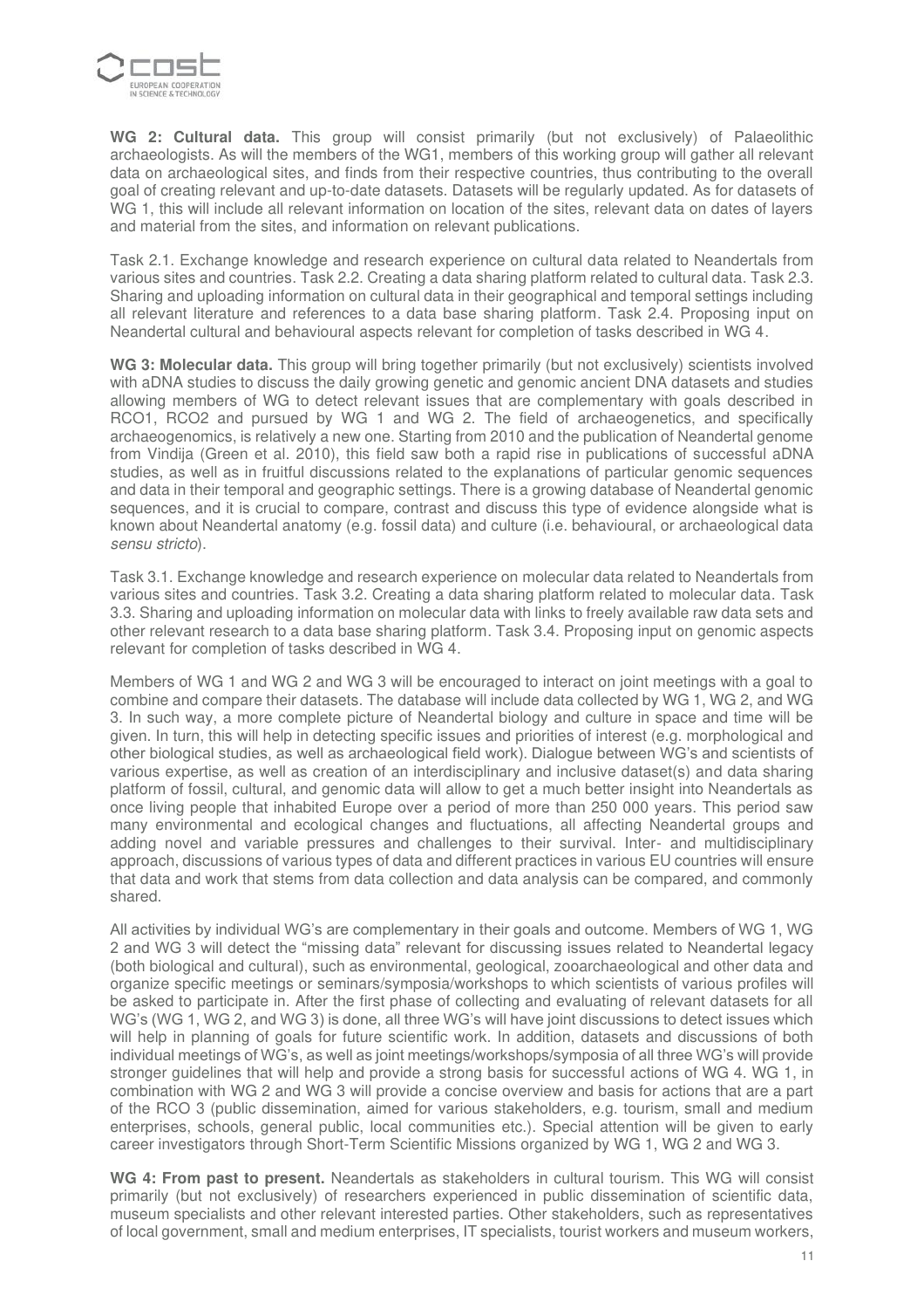**WG 2: Cultural data.** This group will consist primarily (but not exclusively) of Palaeolithic archaeologists. As will the members of the WG1, members of this working group will gather all relevant data on archaeological sites, and finds from their respective countries, thus contributing to the overall goal of creating relevant and up-to-date datasets. Datasets will be regularly updated. As for datasets of WG 1, this will include all relevant information on location of the sites, relevant data on dates of layers and material from the sites, and information on relevant publications.

Task 2.1. Exchange knowledge and research experience on cultural data related to Neandertals from various sites and countries. Task 2.2. Creating a data sharing platform related to cultural data. Task 2.3. Sharing and uploading information on cultural data in their geographical and temporal settings including all relevant literature and references to a data base sharing platform. Task 2.4. Proposing input on Neandertal cultural and behavioural aspects relevant for completion of tasks described in WG 4.

**WG 3: Molecular data.** This group will bring together primarily (but not exclusively) scientists involved with aDNA studies to discuss the daily growing genetic and genomic ancient DNA datasets and studies allowing members of WG to detect relevant issues that are complementary with goals described in RCO1, RCO2 and pursued by WG 1 and WG 2. The field of archaeogenetics, and specifically archaeogenomics, is relatively a new one. Starting from 2010 and the publication of Neandertal genome from Vindija (Green et al. 2010), this field saw both a rapid rise in publications of successful aDNA studies, as well as in fruitful discussions related to the explanations of particular genomic sequences and data in their temporal and geographic settings. There is a growing database of Neandertal genomic sequences, and it is crucial to compare, contrast and discuss this type of evidence alongside what is known about Neandertal anatomy (e.g. fossil data) and culture (i.e. behavioural, or archaeological data *sensu stricto*).

Task 3.1. Exchange knowledge and research experience on molecular data related to Neandertals from various sites and countries. Task 3.2. Creating a data sharing platform related to molecular data. Task 3.3. Sharing and uploading information on molecular data with links to freely available raw data sets and other relevant research to a data base sharing platform. Task 3.4. Proposing input on genomic aspects relevant for completion of tasks described in WG 4.

Members of WG 1 and WG 2 and WG 3 will be encouraged to interact on joint meetings with a goal to combine and compare their datasets. The database will include data collected by WG 1, WG 2, and WG 3. In such way, a more complete picture of Neandertal biology and culture in space and time will be given. In turn, this will help in detecting specific issues and priorities of interest (e.g. morphological and other biological studies, as well as archaeological field work). Dialogue between WG's and scientists of various expertise, as well as creation of an interdisciplinary and inclusive dataset(s) and data sharing platform of fossil, cultural, and genomic data will allow to get a much better insight into Neandertals as once living people that inhabited Europe over a period of more than 250 000 years. This period saw many environmental and ecological changes and fluctuations, all affecting Neandertal groups and adding novel and variable pressures and challenges to their survival. Inter- and multidisciplinary approach, discussions of various types of data and different practices in various EU countries will ensure that data and work that stems from data collection and data analysis can be compared, and commonly shared.

All activities by individual WG's are complementary in their goals and outcome. Members of WG 1, WG 2 and WG 3 will detect the "missing data" relevant for discussing issues related to Neandertal legacy (both biological and cultural), such as environmental, geological, zooarchaeological and other data and organize specific meetings or seminars/symposia/workshops to which scientists of various profiles will be asked to participate in. After the first phase of collecting and evaluating of relevant datasets for all WG's (WG 1, WG 2, and WG 3) is done, all three WG's will have joint discussions to detect issues which will help in planning of goals for future scientific work. In addition, datasets and discussions of both individual meetings of WG's, as well as joint meetings/workshops/symposia of all three WG's will provide stronger guidelines that will help and provide a strong basis for successful actions of WG 4. WG 1, in combination with WG 2 and WG 3 will provide a concise overview and basis for actions that are a part of the RCO 3 (public dissemination, aimed for various stakeholders, e.g. tourism, small and medium enterprises, schools, general public, local communities etc.). Special attention will be given to early career investigators through Short-Term Scientific Missions organized by WG 1, WG 2 and WG 3.

**WG 4: From past to present.** Neandertals as stakeholders in cultural tourism. This WG will consist primarily (but not exclusively) of researchers experienced in public dissemination of scientific data, museum specialists and other relevant interested parties. Other stakeholders, such as representatives of local government, small and medium enterprises, IT specialists, tourist workers and museum workers,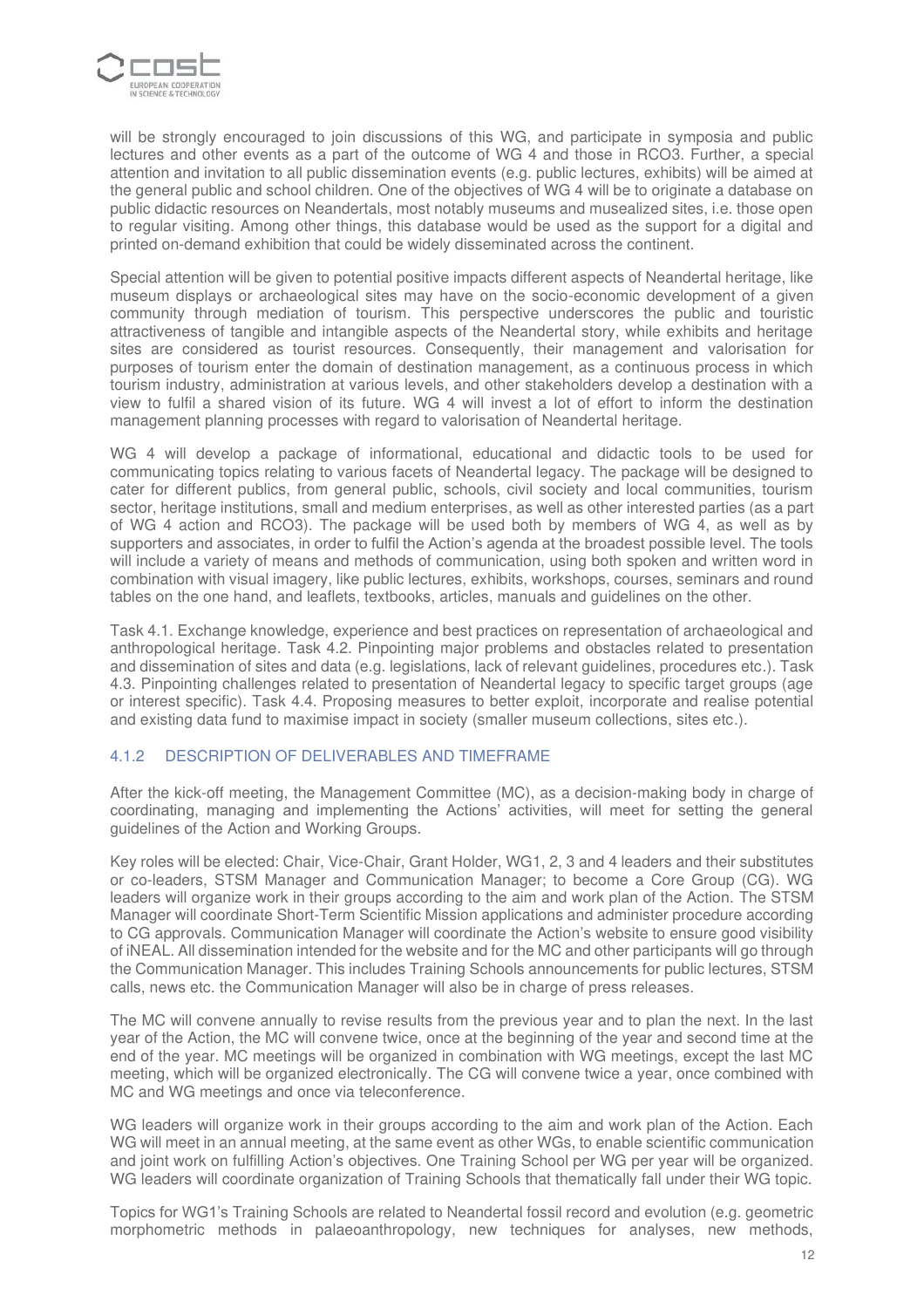will be strongly encouraged to join discussions of this WG, and participate in symposia and public lectures and other events as a part of the outcome of WG 4 and those in RCO3. Further, a special attention and invitation to all public dissemination events (e.g. public lectures, exhibits) will be aimed at the general public and school children. One of the objectives of WG 4 will be to originate a database on public didactic resources on Neandertals, most notably museums and musealized sites, i.e. those open to regular visiting. Among other things, this database would be used as the support for a digital and printed on-demand exhibition that could be widely disseminated across the continent.

Special attention will be given to potential positive impacts different aspects of Neandertal heritage, like museum displays or archaeological sites may have on the socio-economic development of a given community through mediation of tourism. This perspective underscores the public and touristic attractiveness of tangible and intangible aspects of the Neandertal story, while exhibits and heritage sites are considered as tourist resources. Consequently, their management and valorisation for purposes of tourism enter the domain of destination management, as a continuous process in which tourism industry, administration at various levels, and other stakeholders develop a destination with a view to fulfil a shared vision of its future. WG 4 will invest a lot of effort to inform the destination management planning processes with regard to valorisation of Neandertal heritage.

WG 4 will develop a package of informational, educational and didactic tools to be used for communicating topics relating to various facets of Neandertal legacy. The package will be designed to cater for different publics, from general public, schools, civil society and local communities, tourism sector, heritage institutions, small and medium enterprises, as well as other interested parties (as a part of WG 4 action and RCO3). The package will be used both by members of WG 4, as well as by supporters and associates, in order to fulfil the Action's agenda at the broadest possible level. The tools will include a variety of means and methods of communication, using both spoken and written word in combination with visual imagery, like public lectures, exhibits, workshops, courses, seminars and round tables on the one hand, and leaflets, textbooks, articles, manuals and guidelines on the other.

Task 4.1. Exchange knowledge, experience and best practices on representation of archaeological and anthropological heritage. Task 4.2. Pinpointing major problems and obstacles related to presentation and dissemination of sites and data (e.g. legislations, lack of relevant guidelines, procedures etc.). Task 4.3. Pinpointing challenges related to presentation of Neandertal legacy to specific target groups (age or interest specific). Task 4.4. Proposing measures to better exploit, incorporate and realise potential and existing data fund to maximise impact in society (smaller museum collections, sites etc.).

### 4.1.2 DESCRIPTION OF DELIVERABLES AND TIMEFRAME

After the kick-off meeting, the Management Committee (MC), as a decision-making body in charge of coordinating, managing and implementing the Actions' activities, will meet for setting the general guidelines of the Action and Working Groups.

Key roles will be elected: Chair, Vice-Chair, Grant Holder, WG1, 2, 3 and 4 leaders and their substitutes or co-leaders, STSM Manager and Communication Manager; to become a Core Group (CG). WG leaders will organize work in their groups according to the aim and work plan of the Action. The STSM Manager will coordinate Short-Term Scientific Mission applications and administer procedure according to CG approvals. Communication Manager will coordinate the Action's website to ensure good visibility of iNEAL. All dissemination intended for the website and for the MC and other participants will go through the Communication Manager. This includes Training Schools announcements for public lectures, STSM calls, news etc. the Communication Manager will also be in charge of press releases.

The MC will convene annually to revise results from the previous year and to plan the next. In the last year of the Action, the MC will convene twice, once at the beginning of the year and second time at the end of the year. MC meetings will be organized in combination with WG meetings, except the last MC meeting, which will be organized electronically. The CG will convene twice a year, once combined with MC and WG meetings and once via teleconference.

WG leaders will organize work in their groups according to the aim and work plan of the Action. Each WG will meet in an annual meeting, at the same event as other WGs, to enable scientific communication and joint work on fulfilling Action's objectives. One Training School per WG per year will be organized. WG leaders will coordinate organization of Training Schools that thematically fall under their WG topic.

Topics for WG1's Training Schools are related to Neandertal fossil record and evolution (e.g. geometric morphometric methods in palaeoanthropology, new techniques for analyses, new methods,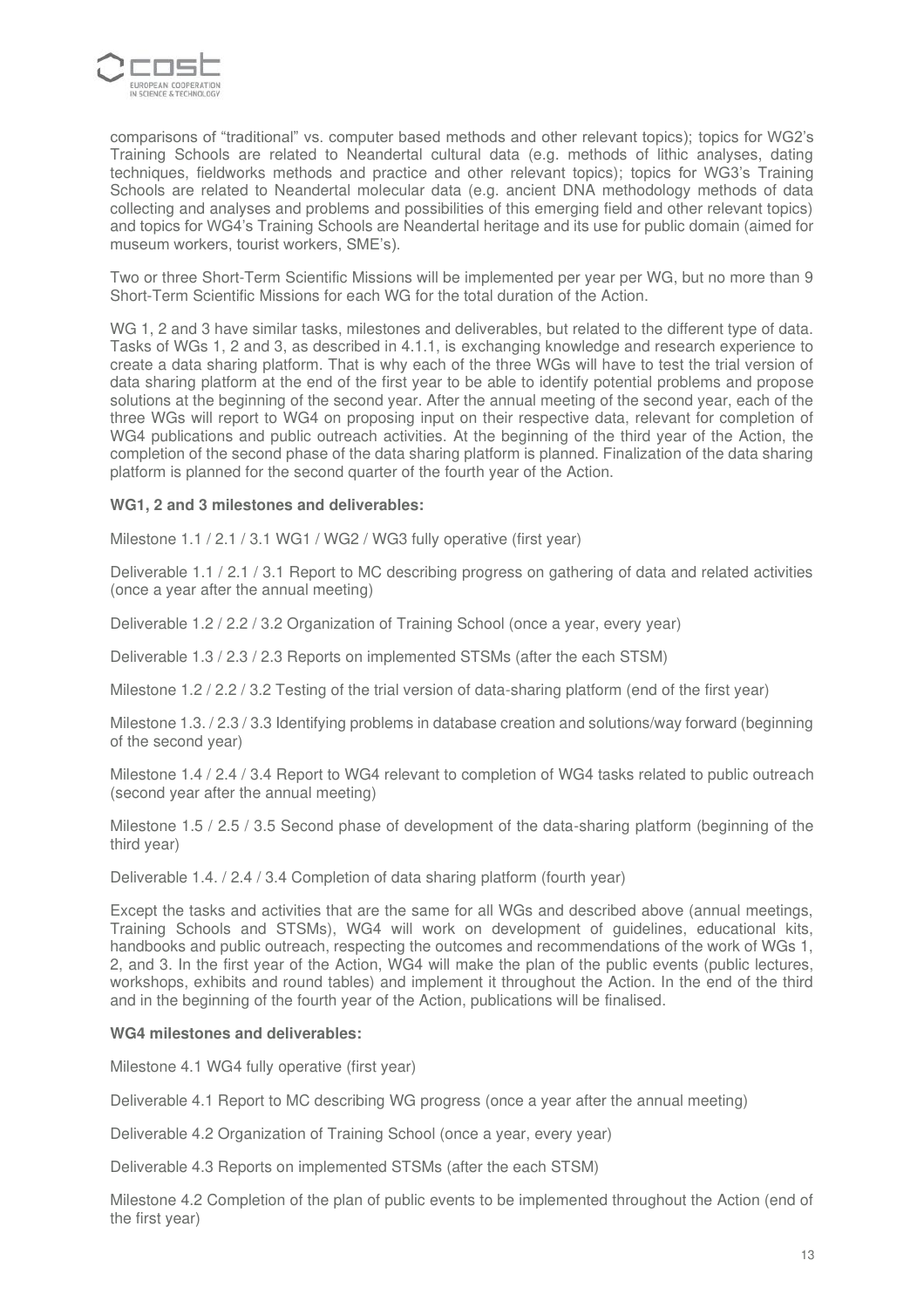comparisons of "traditional" vs. computer based methods and other relevant topics); topics for WG2's Training Schools are related to Neandertal cultural data (e.g. methods of lithic analyses, dating techniques, fieldworks methods and practice and other relevant topics); topics for WG3's Training Schools are related to Neandertal molecular data (e.g. ancient DNA methodology methods of data collecting and analyses and problems and possibilities of this emerging field and other relevant topics) and topics for WG4's Training Schools are Neandertal heritage and its use for public domain (aimed for museum workers, tourist workers, SME's).

Two or three Short-Term Scientific Missions will be implemented per year per WG, but no more than 9 Short-Term Scientific Missions for each WG for the total duration of the Action.

WG 1, 2 and 3 have similar tasks, milestones and deliverables, but related to the different type of data. Tasks of WGs 1, 2 and 3, as described in 4.1.1, is exchanging knowledge and research experience to create a data sharing platform. That is why each of the three WGs will have to test the trial version of data sharing platform at the end of the first year to be able to identify potential problems and propose solutions at the beginning of the second year. After the annual meeting of the second year, each of the three WGs will report to WG4 on proposing input on their respective data, relevant for completion of WG4 publications and public outreach activities. At the beginning of the third year of the Action, the completion of the second phase of the data sharing platform is planned. Finalization of the data sharing platform is planned for the second quarter of the fourth year of the Action.

**WG1, 2 and 3 milestones and deliverables:**

Milestone 1.1 / 2.1 / 3.1 WG1 / WG2 / WG3 fully operative (first year)

Deliverable 1.1 / 2.1 / 3.1 Report to MC describing progress on gathering of data and related activities (once a year after the annual meeting)

Deliverable 1.2 / 2.2 / 3.2 Organization of Training School (once a year, every year)

Deliverable 1.3 / 2.3 / 2.3 Reports on implemented STSMs (after the each STSM)

Milestone 1.2 / 2.2 / 3.2 Testing of the trial version of data-sharing platform (end of the first year)

Milestone 1.3. / 2.3 / 3.3 Identifying problems in database creation and solutions/way forward (beginning of the second year)

Milestone 1.4 / 2.4 / 3.4 Report to WG4 relevant to completion of WG4 tasks related to public outreach (second year after the annual meeting)

Milestone 1.5 / 2.5 / 3.5 Second phase of development of the data-sharing platform (beginning of the third year)

Deliverable 1.4. / 2.4 / 3.4 Completion of data sharing platform (fourth year)

Except the tasks and activities that are the same for all WGs and described above (annual meetings, Training Schools and STSMs), WG4 will work on development of guidelines, educational kits, handbooks and public outreach, respecting the outcomes and recommendations of the work of WGs 1, 2, and 3. In the first year of the Action, WG4 will make the plan of the public events (public lectures, workshops, exhibits and round tables) and implement it throughout the Action. In the end of the third and in the beginning of the fourth year of the Action, publications will be finalised.

**WG4 milestones and deliverables:**

Milestone 4.1 WG4 fully operative (first year)

Deliverable 4.1 Report to MC describing WG progress (once a year after the annual meeting)

Deliverable 4.2 Organization of Training School (once a year, every year)

Deliverable 4.3 Reports on implemented STSMs (after the each STSM)

Milestone 4.2 Completion of the plan of public events to be implemented throughout the Action (end of the first year)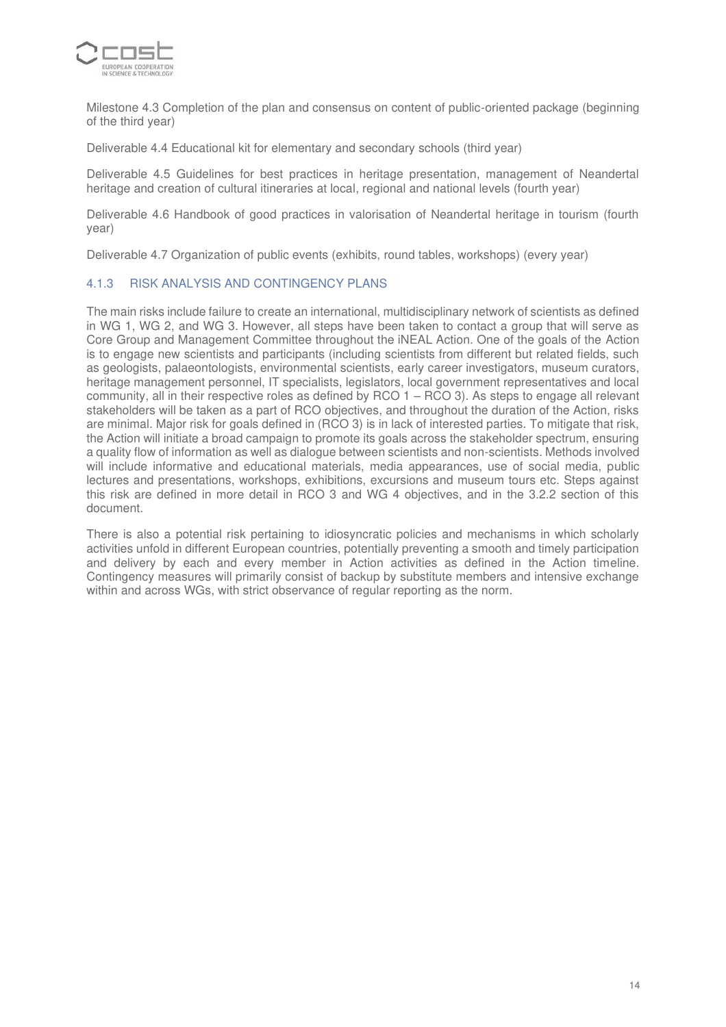Milestone 4.3 Completion of the plan and consensus on content of public-oriented package (beginning of the third year)

Deliverable 4.4 Educational kit for elementary and secondary schools (third year)

Deliverable 4.5 Guidelines for best practices in heritage presentation, management of Neandertal heritage and creation of cultural itineraries at local, regional and national levels (fourth year)

Deliverable 4.6 Handbook of good practices in valorisation of Neandertal heritage in tourism (fourth year)

Deliverable 4.7 Organization of public events (exhibits, round tables, workshops) (every year)

### 4.1.3 RISK ANALYSIS AND CONTINGENCY PLANS

The main risks include failure to create an international, multidisciplinary network of scientists as defined in WG 1, WG 2, and WG 3. However, all steps have been taken to contact a group that will serve as Core Group and Management Committee throughout the iNEAL Action. One of the goals of the Action is to engage new scientists and participants (including scientists from different but related fields, such as geologists, palaeontologists, environmental scientists, early career investigators, museum curators, heritage management personnel, IT specialists, legislators, local government representatives and local community, all in their respective roles as defined by RCO 1 – RCO 3). As steps to engage all relevant stakeholders will be taken as a part of RCO objectives, and throughout the duration of the Action, risks are minimal. Major risk for goals defined in (RCO 3) is in lack of interested parties. To mitigate that risk, the Action will initiate a broad campaign to promote its goals across the stakeholder spectrum, ensuring a quality flow of information as well as dialogue between scientists and non-scientists. Methods involved will include informative and educational materials, media appearances, use of social media, public lectures and presentations, workshops, exhibitions, excursions and museum tours etc. Steps against this risk are defined in more detail in RCO 3 and WG 4 objectives, and in the 3.2.2 section of this document.

There is also a potential risk pertaining to idiosyncratic policies and mechanisms in which scholarly activities unfold in different European countries, potentially preventing a smooth and timely participation and delivery by each and every member in Action activities as defined in the Action timeline. Contingency measures will primarily consist of backup by substitute members and intensive exchange within and across WGs, with strict observance of regular reporting as the norm.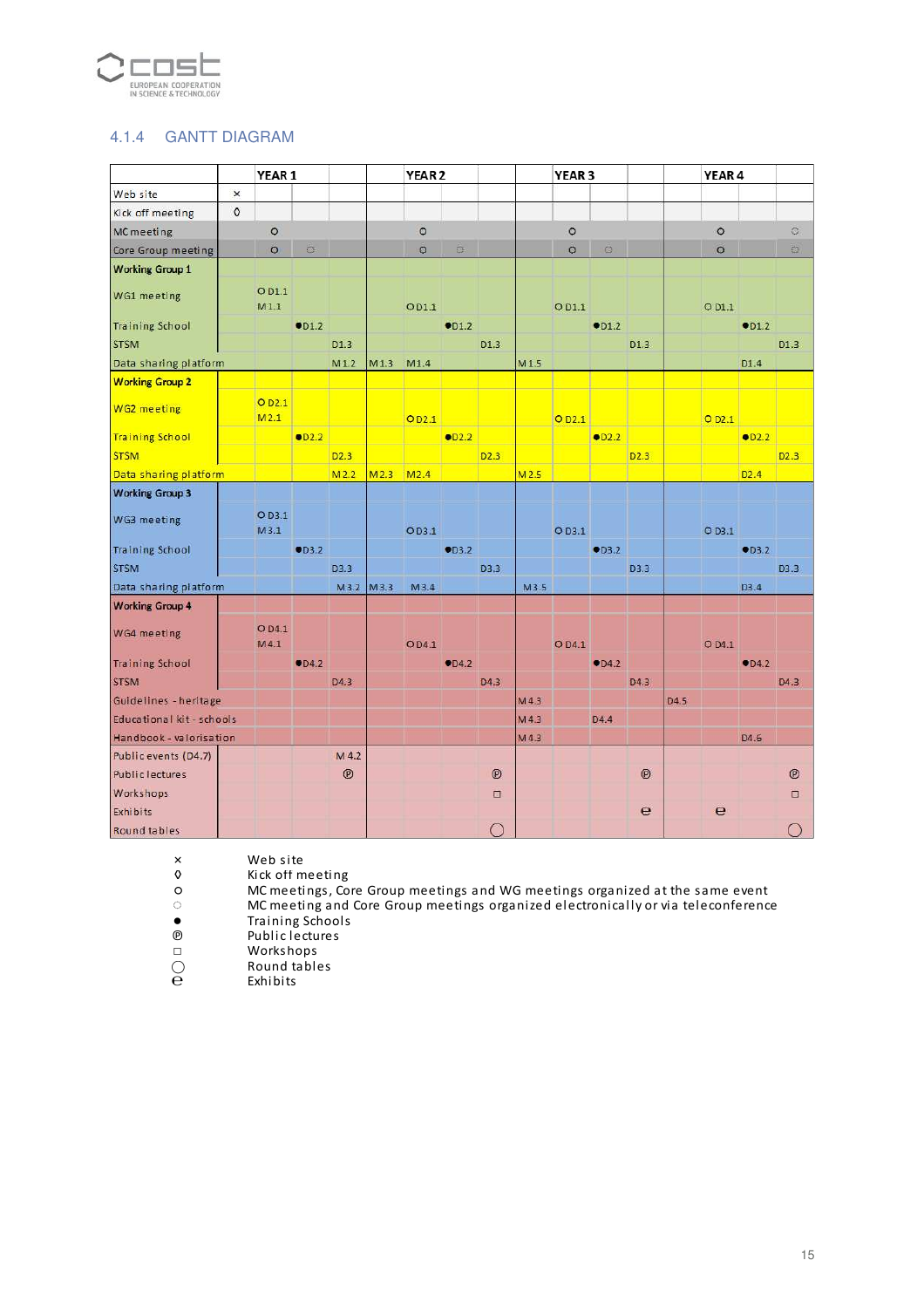### 4.1.4 GANTT DIAGRAM

| | | YEAR 1 | | | | YEAR 2 | | | | YEAR 3 | | | | YEAR 4 | | |
|---|---|---|---|---|---|---|---|---|---|---|---|---|---|---|---|---|
| Web site | × | | | | | | | | | | | | | | | |
| Kick off meeting | ◊ | | | | | | | | | | | | | | | |
| MC meeting | | o | | | | o | | | | o | | | | o | | ○ |
| Core Group meeting | | o | ○ | | | o | ○ | | | o | ○ | | | o | | ○ |
| **Working Group 1** | | | | | | | | | | | | | | | | |
| WG1 meeting | | O D1.1 M1.1 | | | | O D1.1 | | | | O D1.1 | | | | O D1.1 | | |
| Training School | | | ●D1.2 | | | | ●D1.2 | | | | ●D1.2 | | | | ●D1.2 | |
| STSM | | | | D1.3 | | | | D1.3 | | | | D1.3 | | | | D1.3 |
| Data sharing platform | | | | M1.2 | M1.3 | M1.4 | | | M1.5 | | | | | | D1.4 | |
| **Working Group 2** | | | | | | | | | | | | | | | | |
| WG2 meeting | | O D2.1 M2.1 | | | | O D2.1 | | | | O D2.1 | | | | O D2.1 | | |
| Training School | | | ●D2.2 | | | | ●D2.2 | | | | ●D2.2 | | | | ●D2.2 | |
| STSM | | | | D2.3 | | | | D2.3 | | | | D2.3 | | | | D2.3 |
| Data sharing platform | | | | M2.2 | M2.3 | M2.4 | | | M2.5 | | | | | | D2.4 | |
| **Working Group 3** | | | | | | | | | | | | | | | | |
| WG3 meeting | | O D3.1 M3.1 | | | | O D3.1 | | | | O D3.1 | | | | O D3.1 | | |
| Training School | | | ●D3.2 | | | | ●D3.2 | | | | ●D3.2 | | | | ●D3.2 | |
| STSM | | | | D3.3 | | | | D3.3 | | | | D3.3 | | | | D3.3 |
| Data sharing platform | | | | M3.2 | M3.3 | M3.4 | | | M3.5 | | | | | | D3.4 | |
| **Working Group 4** | | | | | | | | | | | | | | | | |
| WG4 meeting | | O D4.1 M4.1 | | | | O D4.1 | | | | O D4.1 | | | | O D4.1 | | |
| Training School | | | ●D4.2 | | | | ●D4.2 | | | | ●D4.2 | | | | ●D4.2 | |
| STSM | | | | D4.3 | | | | D4.3 | | | | D4.3 | | | | D4.3 |
| Guidelines - heritage | | | | | | | | | M4.3 | | | | D4.5 | | | |
| Educational kit - schools | | | | | | | | | M4.3 | D4.4 | | | | | | |
| Handbook - valorisation | | | | | | | | | M4.3 | | | | | | D4.6 | |
| Public events (D4.7) | | | | M 4.2 | | | | | | | | | | | | |
| Public lectures | | | | ⓟ | | | | ⓟ | | | | ⓟ | | | | ⓟ |
| Workshops | | | | | | | | □ | | | | | | | | □ |
| Exhibits | | | | | | | | | | | | e | | e | | |
| Round tables | | | | | | | | ◯ | | | | | | | | ◯ |

- × Web site
- ◊ Kick off meeting
- o MC meetings, Core Group meetings and WG meetings organized at the same event
- ○ MC meeting and Core Group meetings organized electronically or via teleconference
- ● Training Schools
- ⓟ Public lectures
- □ Workshops
- ◯ Round tables
- e Exhibits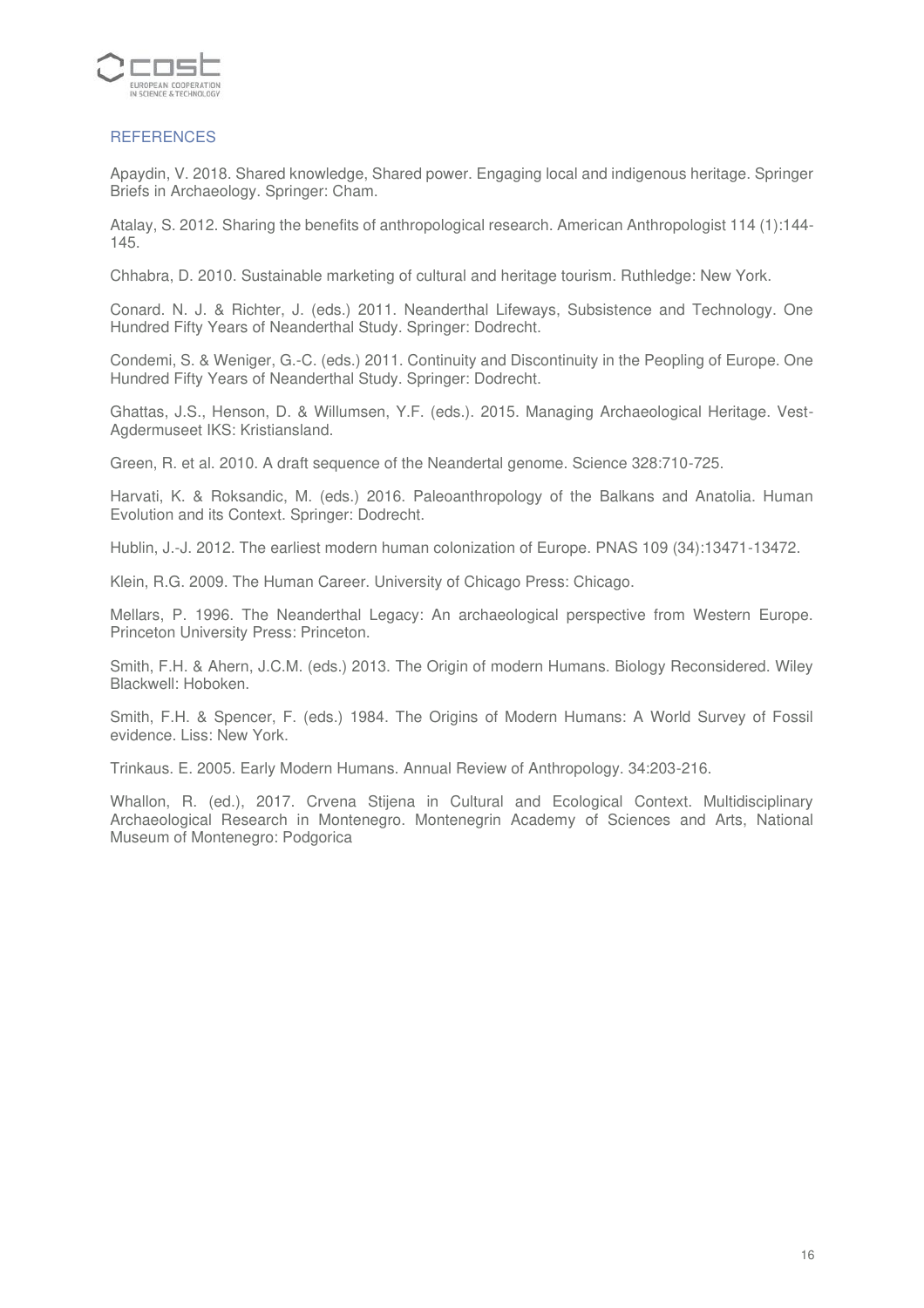## REFERENCES

Apaydin, V. 2018. Shared knowledge, Shared power. Engaging local and indigenous heritage. Springer Briefs in Archaeology. Springer: Cham.

Atalay, S. 2012. Sharing the benefits of anthropological research. American Anthropologist 114 (1):144-145.

Chhabra, D. 2010. Sustainable marketing of cultural and heritage tourism. Ruthledge: New York.

Conard. N. J. & Richter, J. (eds.) 2011. Neanderthal Lifeways, Subsistence and Technology. One Hundred Fifty Years of Neanderthal Study. Springer: Dodrecht.

Condemi, S. & Weniger, G.-C. (eds.) 2011. Continuity and Discontinuity in the Peopling of Europe. One Hundred Fifty Years of Neanderthal Study. Springer: Dodrecht.

Ghattas, J.S., Henson, D. & Willumsen, Y.F. (eds.). 2015. Managing Archaeological Heritage. Vest-Agdermuseet IKS: Kristiansland.

Green, R. et al. 2010. A draft sequence of the Neandertal genome. Science 328:710-725.

Harvati, K. & Roksandic, M. (eds.) 2016. Paleoanthropology of the Balkans and Anatolia. Human Evolution and its Context. Springer: Dodrecht.

Hublin, J.-J. 2012. The earliest modern human colonization of Europe. PNAS 109 (34):13471-13472.

Klein, R.G. 2009. The Human Career. University of Chicago Press: Chicago.

Mellars, P. 1996. The Neanderthal Legacy: An archaeological perspective from Western Europe. Princeton University Press: Princeton.

Smith, F.H. & Ahern, J.C.M. (eds.) 2013. The Origin of modern Humans. Biology Reconsidered. Wiley Blackwell: Hoboken.

Smith, F.H. & Spencer, F. (eds.) 1984. The Origins of Modern Humans: A World Survey of Fossil evidence. Liss: New York.

Trinkaus. E. 2005. Early Modern Humans. Annual Review of Anthropology. 34:203-216.

Whallon, R. (ed.), 2017. Crvena Stijena in Cultural and Ecological Context. Multidisciplinary Archaeological Research in Montenegro. Montenegrin Academy of Sciences and Arts, National Museum of Montenegro: Podgorica